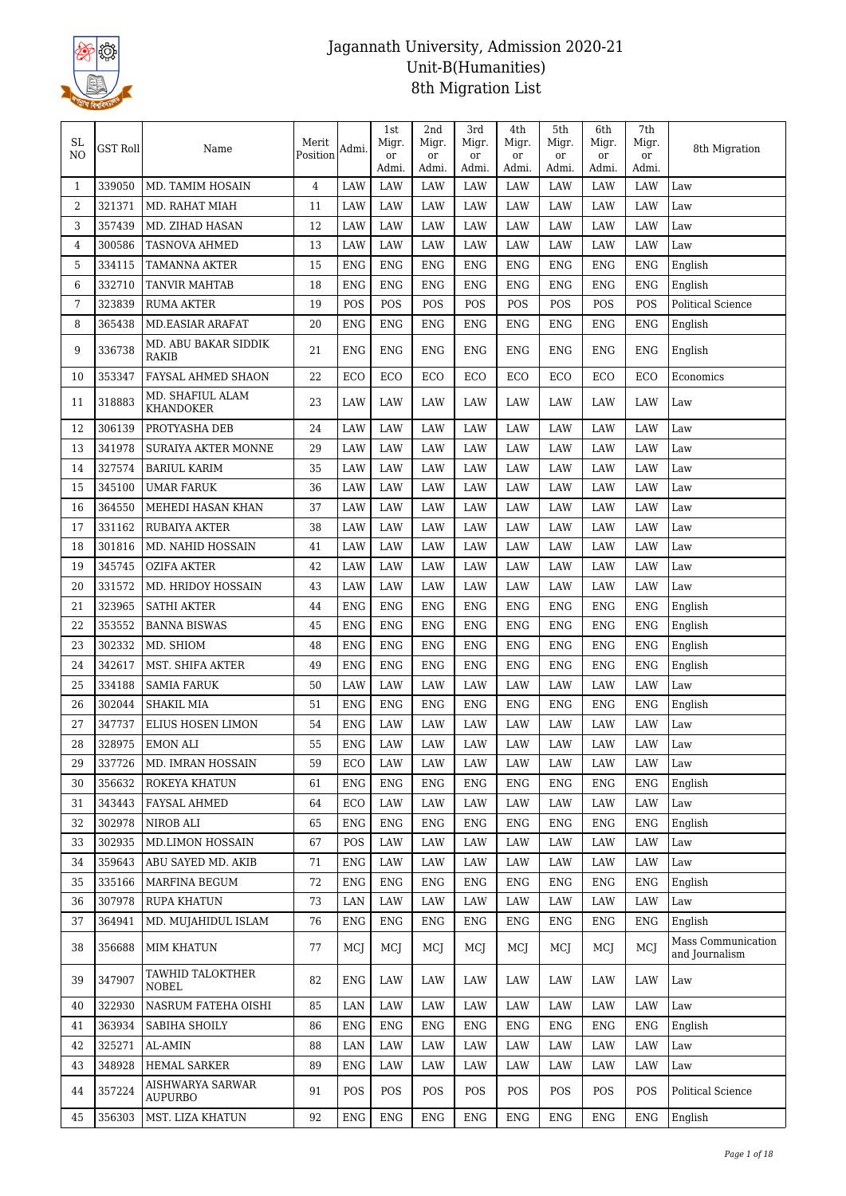# Jagannath University, Admission 2020-21
## Unit-B(Humanities)
## 8th Migration List

| SL NO | GST Roll | Name | Merit Position | Admi. | 1st Migr. or Admi. | 2nd Migr. or Admi. | 3rd Migr. or Admi. | 4th Migr. or Admi. | 5th Migr. or Admi. | 6th Migr. or Admi. | 7th Migr. or Admi. | 8th Migration |
|---|---|---|---|---|---|---|---|---|---|---|---|---|
| 1 | 339050 | MD. TAMIM HOSAIN | 4 | LAW | LAW | LAW | LAW | LAW | LAW | LAW | LAW | Law |
| 2 | 321371 | MD. RAHAT MIAH | 11 | LAW | LAW | LAW | LAW | LAW | LAW | LAW | LAW | Law |
| 3 | 357439 | MD. ZIHAD HASAN | 12 | LAW | LAW | LAW | LAW | LAW | LAW | LAW | LAW | Law |
| 4 | 300586 | TASNOVA AHMED | 13 | LAW | LAW | LAW | LAW | LAW | LAW | LAW | LAW | Law |
| 5 | 334115 | TAMANNA AKTER | 15 | ENG | ENG | ENG | ENG | ENG | ENG | ENG | ENG | English |
| 6 | 332710 | TANVIR MAHTAB | 18 | ENG | ENG | ENG | ENG | ENG | ENG | ENG | ENG | English |
| 7 | 323839 | RUMA AKTER | 19 | POS | POS | POS | POS | POS | POS | POS | POS | Political Science |
| 8 | 365438 | MD.EASIAR ARAFAT | 20 | ENG | ENG | ENG | ENG | ENG | ENG | ENG | ENG | English |
| 9 | 336738 | MD. ABU BAKAR SIDDIK RAKIB | 21 | ENG | ENG | ENG | ENG | ENG | ENG | ENG | ENG | English |
| 10 | 353347 | FAYSAL AHMED SHAON | 22 | ECO | ECO | ECO | ECO | ECO | ECO | ECO | ECO | Economics |
| 11 | 318883 | MD. SHAFIUL ALAM KHANDOKER | 23 | LAW | LAW | LAW | LAW | LAW | LAW | LAW | LAW | Law |
| 12 | 306139 | PROTYASHA DEB | 24 | LAW | LAW | LAW | LAW | LAW | LAW | LAW | LAW | Law |
| 13 | 341978 | SURAIYA AKTER MONNE | 29 | LAW | LAW | LAW | LAW | LAW | LAW | LAW | LAW | Law |
| 14 | 327574 | BARIUL KARIM | 35 | LAW | LAW | LAW | LAW | LAW | LAW | LAW | LAW | Law |
| 15 | 345100 | UMAR FARUK | 36 | LAW | LAW | LAW | LAW | LAW | LAW | LAW | LAW | Law |
| 16 | 364550 | MEHEDI HASAN KHAN | 37 | LAW | LAW | LAW | LAW | LAW | LAW | LAW | LAW | Law |
| 17 | 331162 | RUBAIYA AKTER | 38 | LAW | LAW | LAW | LAW | LAW | LAW | LAW | LAW | Law |
| 18 | 301816 | MD. NAHID HOSSAIN | 41 | LAW | LAW | LAW | LAW | LAW | LAW | LAW | LAW | Law |
| 19 | 345745 | OZIFA AKTER | 42 | LAW | LAW | LAW | LAW | LAW | LAW | LAW | LAW | Law |
| 20 | 331572 | MD. HRIDOY HOSSAIN | 43 | LAW | LAW | LAW | LAW | LAW | LAW | LAW | LAW | Law |
| 21 | 323965 | SATHI AKTER | 44 | ENG | ENG | ENG | ENG | ENG | ENG | ENG | ENG | English |
| 22 | 353552 | BANNA BISWAS | 45 | ENG | ENG | ENG | ENG | ENG | ENG | ENG | ENG | English |
| 23 | 302332 | MD. SHIOM | 48 | ENG | ENG | ENG | ENG | ENG | ENG | ENG | ENG | English |
| 24 | 342617 | MST. SHIFA AKTER | 49 | ENG | ENG | ENG | ENG | ENG | ENG | ENG | ENG | English |
| 25 | 334188 | SAMIA FARUK | 50 | LAW | LAW | LAW | LAW | LAW | LAW | LAW | LAW | Law |
| 26 | 302044 | SHAKIL MIA | 51 | ENG | ENG | ENG | ENG | ENG | ENG | ENG | ENG | English |
| 27 | 347737 | ELIUS HOSEN LIMON | 54 | ENG | LAW | LAW | LAW | LAW | LAW | LAW | LAW | Law |
| 28 | 328975 | EMON ALI | 55 | ENG | LAW | LAW | LAW | LAW | LAW | LAW | LAW | Law |
| 29 | 337726 | MD. IMRAN HOSSAIN | 59 | ECO | LAW | LAW | LAW | LAW | LAW | LAW | LAW | Law |
| 30 | 356632 | ROKEYA KHATUN | 61 | ENG | ENG | ENG | ENG | ENG | ENG | ENG | ENG | English |
| 31 | 343443 | FAYSAL AHMED | 64 | ECO | LAW | LAW | LAW | LAW | LAW | LAW | LAW | Law |
| 32 | 302978 | NIROB ALI | 65 | ENG | ENG | ENG | ENG | ENG | ENG | ENG | ENG | English |
| 33 | 302935 | MD.LIMON HOSSAIN | 67 | POS | LAW | LAW | LAW | LAW | LAW | LAW | LAW | Law |
| 34 | 359643 | ABU SAYED MD. AKIB | 71 | ENG | LAW | LAW | LAW | LAW | LAW | LAW | LAW | Law |
| 35 | 335166 | MARFINA BEGUM | 72 | ENG | ENG | ENG | ENG | ENG | ENG | ENG | ENG | English |
| 36 | 307978 | RUPA KHATUN | 73 | LAN | LAW | LAW | LAW | LAW | LAW | LAW | LAW | Law |
| 37 | 364941 | MD. MUJAHIDUL ISLAM | 76 | ENG | ENG | ENG | ENG | ENG | ENG | ENG | ENG | English |
| 38 | 356688 | MIM KHATUN | 77 | MCJ | MCJ | MCJ | MCJ | MCJ | MCJ | MCJ | MCJ | Mass Communication and Journalism |
| 39 | 347907 | TAWHID TALOKTHER NOBEL | 82 | ENG | LAW | LAW | LAW | LAW | LAW | LAW | LAW | Law |
| 40 | 322930 | NASRUM FATEHA OISHI | 85 | LAN | LAW | LAW | LAW | LAW | LAW | LAW | LAW | Law |
| 41 | 363934 | SABIHA SHOILY | 86 | ENG | ENG | ENG | ENG | ENG | ENG | ENG | ENG | English |
| 42 | 325271 | AL-AMIN | 88 | LAN | LAW | LAW | LAW | LAW | LAW | LAW | LAW | Law |
| 43 | 348928 | HEMAL SARKER | 89 | ENG | LAW | LAW | LAW | LAW | LAW | LAW | LAW | Law |
| 44 | 357224 | AISHWARYA SARWAR AUPURBO | 91 | POS | POS | POS | POS | POS | POS | POS | POS | Political Science |
| 45 | 356303 | MST. LIZA KHATUN | 92 | ENG | ENG | ENG | ENG | ENG | ENG | ENG | ENG | English |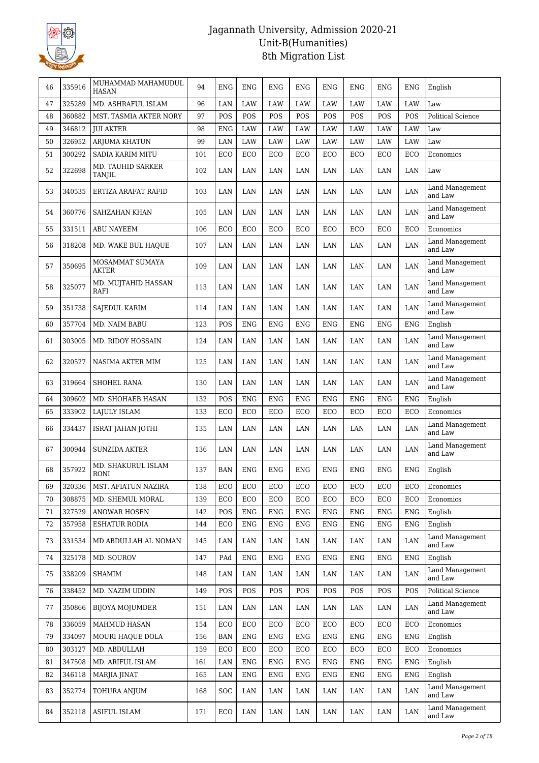| 46 | 335916 | MUHAMMAD MAHAMUDUL HASAN | 94 | ENG | ENG | ENG | ENG | ENG | ENG | ENG | ENG | English |
|---|---|---|---|---|---|---|---|---|---|---|---|---|
| 47 | 325289 | MD. ASHRAFUL ISLAM | 96 | LAN | LAW | LAW | LAW | LAW | LAW | LAW | LAW | Law |
| 48 | 360882 | MST. TASMIA AKTER NORY | 97 | POS | POS | POS | POS | POS | POS | POS | POS | Political Science |
| 49 | 346812 | JUI AKTER | 98 | ENG | LAW | LAW | LAW | LAW | LAW | LAW | LAW | Law |
| 50 | 326952 | ARJUMA KHATUN | 99 | LAN | LAW | LAW | LAW | LAW | LAW | LAW | LAW | Law |
| 51 | 300292 | SADIA KARIM MITU | 101 | ECO | ECO | ECO | ECO | ECO | ECO | ECO | ECO | Economics |
| 52 | 322698 | MD. TAUHID SARKER TANJIL | 102 | LAN | LAN | LAN | LAN | LAN | LAN | LAN | LAN | Law |
| 53 | 340535 | ERTIZA ARAFAT RAFID | 103 | LAN | LAN | LAN | LAN | LAN | LAN | LAN | LAN | Land Management and Law |
| 54 | 360776 | SAHZAHAN KHAN | 105 | LAN | LAN | LAN | LAN | LAN | LAN | LAN | LAN | Land Management and Law |
| 55 | 331511 | ABU NAYEEM | 106 | ECO | ECO | ECO | ECO | ECO | ECO | ECO | ECO | Economics |
| 56 | 318208 | MD. WAKE BUL HAQUE | 107 | LAN | LAN | LAN | LAN | LAN | LAN | LAN | LAN | Land Management and Law |
| 57 | 350695 | MOSAMMAT SUMAYA AKTER | 109 | LAN | LAN | LAN | LAN | LAN | LAN | LAN | LAN | Land Management and Law |
| 58 | 325077 | MD. MUJTAHID HASSAN RAFI | 113 | LAN | LAN | LAN | LAN | LAN | LAN | LAN | LAN | Land Management and Law |
| 59 | 351738 | SAJEDUL KARIM | 114 | LAN | LAN | LAN | LAN | LAN | LAN | LAN | LAN | Land Management and Law |
| 60 | 357704 | MD. NAIM BABU | 123 | POS | ENG | ENG | ENG | ENG | ENG | ENG | ENG | English |
| 61 | 303005 | MD. RIDOY HOSSAIN | 124 | LAN | LAN | LAN | LAN | LAN | LAN | LAN | LAN | Land Management and Law |
| 62 | 320527 | NASIMA AKTER MIM | 125 | LAN | LAN | LAN | LAN | LAN | LAN | LAN | LAN | Land Management and Law |
| 63 | 319664 | SHOHEL RANA | 130 | LAN | LAN | LAN | LAN | LAN | LAN | LAN | LAN | Land Management and Law |
| 64 | 309602 | MD. SHOHAEB HASAN | 132 | POS | ENG | ENG | ENG | ENG | ENG | ENG | ENG | English |
| 65 | 333902 | LAJULY ISLAM | 133 | ECO | ECO | ECO | ECO | ECO | ECO | ECO | ECO | Economics |
| 66 | 334437 | ISRAT JAHAN JOTHI | 135 | LAN | LAN | LAN | LAN | LAN | LAN | LAN | LAN | Land Management and Law |
| 67 | 300944 | SUNZIDA AKTER | 136 | LAN | LAN | LAN | LAN | LAN | LAN | LAN | LAN | Land Management and Law |
| 68 | 357922 | MD. SHAKURUL ISLAM RONI | 137 | BAN | ENG | ENG | ENG | ENG | ENG | ENG | ENG | English |
| 69 | 320336 | MST. AFIATUN NAZIRA | 138 | ECO | ECO | ECO | ECO | ECO | ECO | ECO | ECO | Economics |
| 70 | 308875 | MD. SHEMUL MORAL | 139 | ECO | ECO | ECO | ECO | ECO | ECO | ECO | ECO | Economics |
| 71 | 327529 | ANOWAR HOSEN | 142 | POS | ENG | ENG | ENG | ENG | ENG | ENG | ENG | English |
| 72 | 357958 | ESHATUR RODIA | 144 | ECO | ENG | ENG | ENG | ENG | ENG | ENG | ENG | English |
| 73 | 331534 | MD ABDULLAH AL NOMAN | 145 | LAN | LAN | LAN | LAN | LAN | LAN | LAN | LAN | Land Management and Law |
| 74 | 325178 | MD. SOUROV | 147 | PAd | ENG | ENG | ENG | ENG | ENG | ENG | ENG | English |
| 75 | 338209 | SHAMIM | 148 | LAN | LAN | LAN | LAN | LAN | LAN | LAN | LAN | Land Management and Law |
| 76 | 338452 | MD. NAZIM UDDIN | 149 | POS | POS | POS | POS | POS | POS | POS | POS | Political Science |
| 77 | 350866 | BIJOYA MOJUMDER | 151 | LAN | LAN | LAN | LAN | LAN | LAN | LAN | LAN | Land Management and Law |
| 78 | 336059 | MAHMUD HASAN | 154 | ECO | ECO | ECO | ECO | ECO | ECO | ECO | ECO | Economics |
| 79 | 334097 | MOURI HAQUE DOLA | 156 | BAN | ENG | ENG | ENG | ENG | ENG | ENG | ENG | English |
| 80 | 303127 | MD. ABDULLAH | 159 | ECO | ECO | ECO | ECO | ECO | ECO | ECO | ECO | Economics |
| 81 | 347508 | MD. ARIFUL ISLAM | 161 | LAN | ENG | ENG | ENG | ENG | ENG | ENG | ENG | English |
| 82 | 346118 | MARJIA JINAT | 165 | LAN | ENG | ENG | ENG | ENG | ENG | ENG | ENG | English |
| 83 | 352774 | TOHURA ANJUM | 168 | SOC | LAN | LAN | LAN | LAN | LAN | LAN | LAN | Land Management and Law |
| 84 | 352118 | ASIFUL ISLAM | 171 | ECO | LAN | LAN | LAN | LAN | LAN | LAN | LAN | Land Management and Law |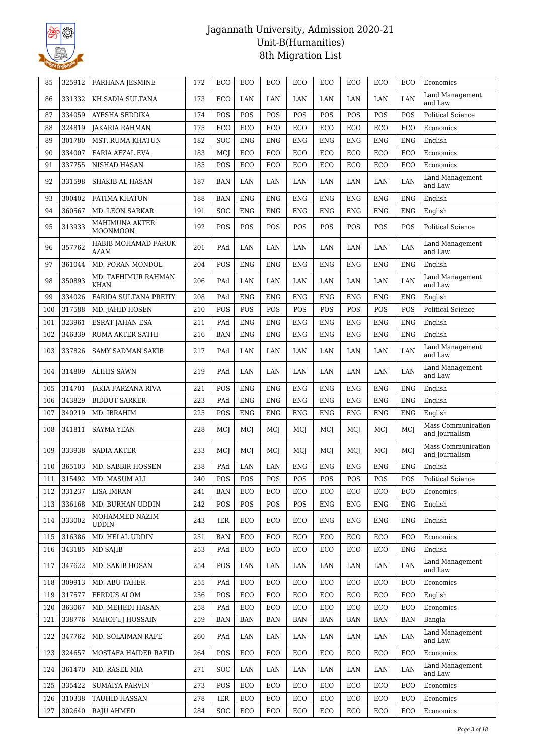| 85 | 325912 | FARHANA JESMINE | 172 | ECO | ECO | ECO | ECO | ECO | ECO | ECO | ECO | Economics |
|---|---|---|---|---|---|---|---|---|---|---|---|---|
| 86 | 331332 | KH.SADIA SULTANA | 173 | ECO | LAN | LAN | LAN | LAN | LAN | LAN | LAN | Land Management and Law |
| 87 | 334059 | AYESHA SEDDIKA | 174 | POS | POS | POS | POS | POS | POS | POS | POS | Political Science |
| 88 | 324819 | JAKARIA RAHMAN | 175 | ECO | ECO | ECO | ECO | ECO | ECO | ECO | ECO | Economics |
| 89 | 301780 | MST. RUMA KHATUN | 182 | SOC | ENG | ENG | ENG | ENG | ENG | ENG | ENG | English |
| 90 | 334007 | FARIA AFZAL EVA | 183 | MCJ | ECO | ECO | ECO | ECO | ECO | ECO | ECO | Economics |
| 91 | 337755 | NISHAD HASAN | 185 | POS | ECO | ECO | ECO | ECO | ECO | ECO | ECO | Economics |
| 92 | 331598 | SHAKIB AL HASAN | 187 | BAN | LAN | LAN | LAN | LAN | LAN | LAN | LAN | Land Management and Law |
| 93 | 300402 | FATIMA KHATUN | 188 | BAN | ENG | ENG | ENG | ENG | ENG | ENG | ENG | English |
| 94 | 360567 | MD. LEON SARKAR | 191 | SOC | ENG | ENG | ENG | ENG | ENG | ENG | ENG | English |
| 95 | 313933 | MAHIMUNA AKTER MOONMOON | 192 | POS | POS | POS | POS | POS | POS | POS | POS | Political Science |
| 96 | 357762 | HABIB MOHAMAD FARUK AZAM | 201 | PAd | LAN | LAN | LAN | LAN | LAN | LAN | LAN | Land Management and Law |
| 97 | 361044 | MD. PORAN MONDOL | 204 | POS | ENG | ENG | ENG | ENG | ENG | ENG | ENG | English |
| 98 | 350893 | MD. TAFHIMUR RAHMAN KHAN | 206 | PAd | LAN | LAN | LAN | LAN | LAN | LAN | LAN | Land Management and Law |
| 99 | 334026 | FARIDA SULTANA PREITY | 208 | PAd | ENG | ENG | ENG | ENG | ENG | ENG | ENG | English |
| 100 | 317588 | MD. JAHID HOSEN | 210 | POS | POS | POS | POS | POS | POS | POS | POS | Political Science |
| 101 | 323961 | ESRAT JAHAN ESA | 211 | PAd | ENG | ENG | ENG | ENG | ENG | ENG | ENG | English |
| 102 | 346339 | RUMA AKTER SATHI | 216 | BAN | ENG | ENG | ENG | ENG | ENG | ENG | ENG | English |
| 103 | 337826 | SAMY SADMAN SAKIB | 217 | PAd | LAN | LAN | LAN | LAN | LAN | LAN | LAN | Land Management and Law |
| 104 | 314809 | ALIHIS SAWN | 219 | PAd | LAN | LAN | LAN | LAN | LAN | LAN | LAN | Land Management and Law |
| 105 | 314701 | JAKIA FARZANA RIVA | 221 | POS | ENG | ENG | ENG | ENG | ENG | ENG | ENG | English |
| 106 | 343829 | BIDDUT SARKER | 223 | PAd | ENG | ENG | ENG | ENG | ENG | ENG | ENG | English |
| 107 | 340219 | MD. IBRAHIM | 225 | POS | ENG | ENG | ENG | ENG | ENG | ENG | ENG | English |
| 108 | 341811 | SAYMA YEAN | 228 | MCJ | MCJ | MCJ | MCJ | MCJ | MCJ | MCJ | MCJ | Mass Communication and Journalism |
| 109 | 333938 | SADIA AKTER | 233 | MCJ | MCJ | MCJ | MCJ | MCJ | MCJ | MCJ | MCJ | Mass Communication and Journalism |
| 110 | 365103 | MD. SABBIR HOSSEN | 238 | PAd | LAN | LAN | ENG | ENG | ENG | ENG | ENG | English |
| 111 | 315492 | MD. MASUM ALI | 240 | POS | POS | POS | POS | POS | POS | POS | POS | Political Science |
| 112 | 331237 | LISA IMRAN | 241 | BAN | ECO | ECO | ECO | ECO | ECO | ECO | ECO | Economics |
| 113 | 336168 | MD. BURHAN UDDIN | 242 | POS | POS | POS | POS | ENG | ENG | ENG | ENG | English |
| 114 | 333002 | MOHAMMED NAZIM UDDIN | 243 | IER | ECO | ECO | ECO | ENG | ENG | ENG | ENG | English |
| 115 | 316386 | MD. HELAL UDDIN | 251 | BAN | ECO | ECO | ECO | ECO | ECO | ECO | ECO | Economics |
| 116 | 343185 | MD SAJIB | 253 | PAd | ECO | ECO | ECO | ECO | ECO | ECO | ENG | English |
| 117 | 347622 | MD. SAKIB HOSAN | 254 | POS | LAN | LAN | LAN | LAN | LAN | LAN | LAN | Land Management and Law |
| 118 | 309913 | MD. ABU TAHER | 255 | PAd | ECO | ECO | ECO | ECO | ECO | ECO | ECO | Economics |
| 119 | 317577 | FERDUS ALOM | 256 | POS | ECO | ECO | ECO | ECO | ECO | ECO | ECO | English |
| 120 | 363067 | MD. MEHEDI HASAN | 258 | PAd | ECO | ECO | ECO | ECO | ECO | ECO | ECO | Economics |
| 121 | 338776 | MAHOFUJ HOSSAIN | 259 | BAN | BAN | BAN | BAN | BAN | BAN | BAN | BAN | Bangla |
| 122 | 347762 | MD. SOLAIMAN RAFE | 260 | PAd | LAN | LAN | LAN | LAN | LAN | LAN | LAN | Land Management and Law |
| 123 | 324657 | MOSTAFA HAIDER RAFID | 264 | POS | ECO | ECO | ECO | ECO | ECO | ECO | ECO | Economics |
| 124 | 361470 | MD. RASEL MIA | 271 | SOC | LAN | LAN | LAN | LAN | LAN | LAN | LAN | Land Management and Law |
| 125 | 335422 | SUMAIYA PARVIN | 273 | POS | ECO | ECO | ECO | ECO | ECO | ECO | ECO | Economics |
| 126 | 310338 | TAUHID HASSAN | 278 | IER | ECO | ECO | ECO | ECO | ECO | ECO | ECO | Economics |
| 127 | 302640 | RAJU AHMED | 284 | SOC | ECO | ECO | ECO | ECO | ECO | ECO | ECO | Economics |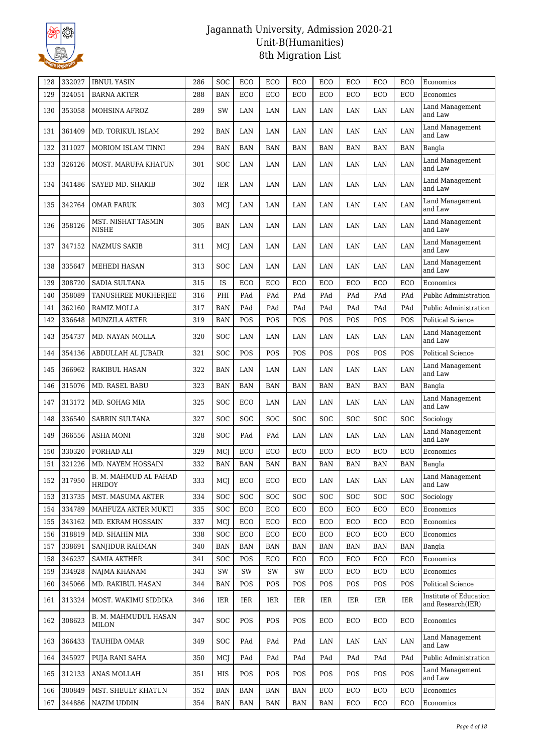# Jagannath University, Admission 2020-21
## Unit-B(Humanities)
## 8th Migration List

| 128 | 332027 | IBNUL YASIN | 286 | SOC | ECO | ECO | ECO | ECO | ECO | ECO | ECO | Economics |
|---|---|---|---|---|---|---|---|---|---|---|---|---|
| 129 | 324051 | BARNA AKTER | 288 | BAN | ECO | ECO | ECO | ECO | ECO | ECO | ECO | Economics |
| 130 | 353058 | MOHSINA AFROZ | 289 | SW | LAN | LAN | LAN | LAN | LAN | LAN | LAN | Land Management and Law |
| 131 | 361409 | MD. TORIKUL ISLAM | 292 | BAN | LAN | LAN | LAN | LAN | LAN | LAN | LAN | Land Management and Law |
| 132 | 311027 | MORIOM ISLAM TINNI | 294 | BAN | BAN | BAN | BAN | BAN | BAN | BAN | BAN | Bangla |
| 133 | 326126 | MOST. MARUFA KHATUN | 301 | SOC | LAN | LAN | LAN | LAN | LAN | LAN | LAN | Land Management and Law |
| 134 | 341486 | SAYED MD. SHAKIB | 302 | IER | LAN | LAN | LAN | LAN | LAN | LAN | LAN | Land Management and Law |
| 135 | 342764 | OMAR FARUK | 303 | MCJ | LAN | LAN | LAN | LAN | LAN | LAN | LAN | Land Management and Law |
| 136 | 358126 | MST. NISHAT TASMIN NISHE | 305 | BAN | LAN | LAN | LAN | LAN | LAN | LAN | LAN | Land Management and Law |
| 137 | 347152 | NAZMUS SAKIB | 311 | MCJ | LAN | LAN | LAN | LAN | LAN | LAN | LAN | Land Management and Law |
| 138 | 335647 | MEHEDI HASAN | 313 | SOC | LAN | LAN | LAN | LAN | LAN | LAN | LAN | Land Management and Law |
| 139 | 308720 | SADIA SULTANA | 315 | IS | ECO | ECO | ECO | ECO | ECO | ECO | ECO | Economics |
| 140 | 358089 | TANUSHREE MUKHERJEE | 316 | PHI | PAd | PAd | PAd | PAd | PAd | PAd | PAd | Public Administration |
| 141 | 362160 | RAMIZ MOLLA | 317 | BAN | PAd | PAd | PAd | PAd | PAd | PAd | PAd | Public Administration |
| 142 | 336648 | MUNZILA AKTER | 319 | BAN | POS | POS | POS | POS | POS | POS | POS | Political Science |
| 143 | 354737 | MD. NAYAN MOLLA | 320 | SOC | LAN | LAN | LAN | LAN | LAN | LAN | LAN | Land Management and Law |
| 144 | 354136 | ABDULLAH AL JUBAIR | 321 | SOC | POS | POS | POS | POS | POS | POS | POS | Political Science |
| 145 | 366962 | RAKIBUL HASAN | 322 | BAN | LAN | LAN | LAN | LAN | LAN | LAN | LAN | Land Management and Law |
| 146 | 315076 | MD. RASEL BABU | 323 | BAN | BAN | BAN | BAN | BAN | BAN | BAN | BAN | Bangla |
| 147 | 313172 | MD. SOHAG MIA | 325 | SOC | ECO | LAN | LAN | LAN | LAN | LAN | LAN | Land Management and Law |
| 148 | 336540 | SABRIN SULTANA | 327 | SOC | SOC | SOC | SOC | SOC | SOC | SOC | SOC | Sociology |
| 149 | 366556 | ASHA MONI | 328 | SOC | PAd | PAd | LAN | LAN | LAN | LAN | LAN | Land Management and Law |
| 150 | 330320 | FORHAD ALI | 329 | MCJ | ECO | ECO | ECO | ECO | ECO | ECO | ECO | Economics |
| 151 | 321226 | MD. NAYEM HOSSAIN | 332 | BAN | BAN | BAN | BAN | BAN | BAN | BAN | BAN | Bangla |
| 152 | 317950 | B. M. MAHMUD AL FAHAD HRIDOY | 333 | MCJ | ECO | ECO | ECO | LAN | LAN | LAN | LAN | Land Management and Law |
| 153 | 313735 | MST. MASUMA AKTER | 334 | SOC | SOC | SOC | SOC | SOC | SOC | SOC | SOC | Sociology |
| 154 | 334789 | MAHFUZA AKTER MUKTI | 335 | SOC | ECO | ECO | ECO | ECO | ECO | ECO | ECO | Economics |
| 155 | 343162 | MD. EKRAM HOSSAIN | 337 | MCJ | ECO | ECO | ECO | ECO | ECO | ECO | ECO | Economics |
| 156 | 318819 | MD. SHAHIN MIA | 338 | SOC | ECO | ECO | ECO | ECO | ECO | ECO | ECO | Economics |
| 157 | 338691 | SANJIDUR RAHMAN | 340 | BAN | BAN | BAN | BAN | BAN | BAN | BAN | BAN | Bangla |
| 158 | 346237 | SAMIA AKTHER | 341 | SOC | POS | ECO | ECO | ECO | ECO | ECO | ECO | Economics |
| 159 | 334928 | NAJMA KHANAM | 343 | SW | SW | SW | SW | ECO | ECO | ECO | ECO | Economics |
| 160 | 345066 | MD. RAKIBUL HASAN | 344 | BAN | POS | POS | POS | POS | POS | POS | POS | Political Science |
| 161 | 313324 | MOST. WAKIMU SIDDIKA | 346 | IER | IER | IER | IER | IER | IER | IER | IER | Institute of Education and Research(IER) |
| 162 | 308623 | B. M. MAHMUDUL HASAN MILON | 347 | SOC | POS | POS | POS | ECO | ECO | ECO | ECO | Economics |
| 163 | 366433 | TAUHIDA OMAR | 349 | SOC | PAd | PAd | PAd | LAN | LAN | LAN | LAN | Land Management and Law |
| 164 | 345927 | PUJA RANI SAHA | 350 | MCJ | PAd | PAd | PAd | PAd | PAd | PAd | PAd | Public Administration |
| 165 | 312133 | ANAS MOLLAH | 351 | HIS | POS | POS | POS | POS | POS | POS | POS | Land Management and Law |
| 166 | 300849 | MST. SHEULY KHATUN | 352 | BAN | BAN | BAN | BAN | ECO | ECO | ECO | ECO | Economics |
| 167 | 344886 | NAZIM UDDIN | 354 | BAN | BAN | BAN | BAN | BAN | ECO | ECO | ECO | Economics |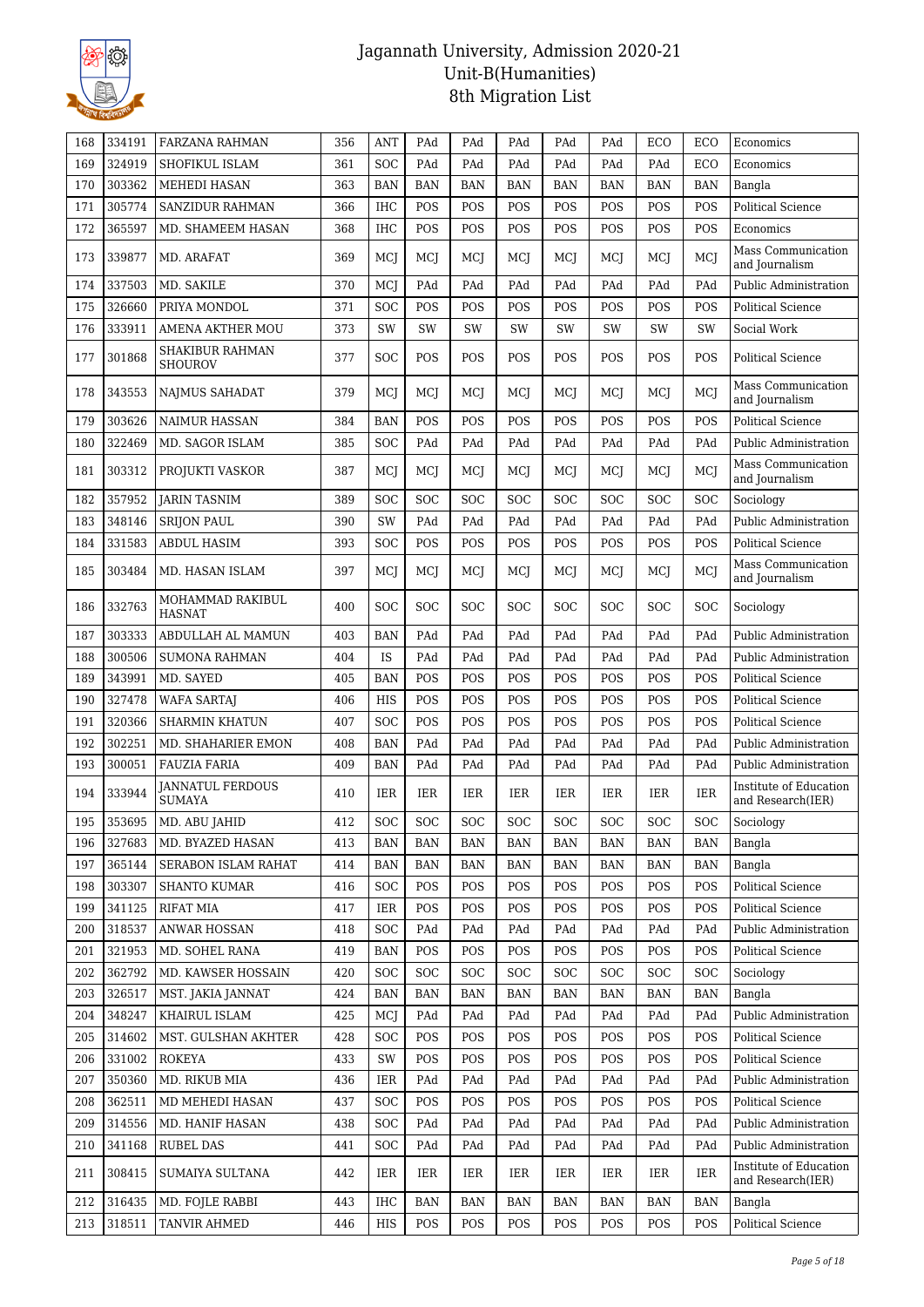| 168 | 334191 | FARZANA RAHMAN | 356 | ANT | PAd | PAd | PAd | PAd | PAd | ECO | ECO | Economics |
|---|---|---|---|---|---|---|---|---|---|---|---|---|
| 169 | 324919 | SHOFIKUL ISLAM | 361 | SOC | PAd | PAd | PAd | PAd | PAd | PAd | ECO | Economics |
| 170 | 303362 | MEHEDI HASAN | 363 | BAN | BAN | BAN | BAN | BAN | BAN | BAN | BAN | Bangla |
| 171 | 305774 | SANZIDUR RAHMAN | 366 | IHC | POS | POS | POS | POS | POS | POS | POS | Political Science |
| 172 | 365597 | MD. SHAMEEM HASAN | 368 | IHC | POS | POS | POS | POS | POS | POS | POS | Economics |
| 173 | 339877 | MD. ARAFAT | 369 | MCJ | MCJ | MCJ | MCJ | MCJ | MCJ | MCJ | MCJ | Mass Communication and Journalism |
| 174 | 337503 | MD. SAKILE | 370 | MCJ | PAd | PAd | PAd | PAd | PAd | PAd | PAd | Public Administration |
| 175 | 326660 | PRIYA MONDOL | 371 | SOC | POS | POS | POS | POS | POS | POS | POS | Political Science |
| 176 | 333911 | AMENA AKTHER MOU | 373 | SW | SW | SW | SW | SW | SW | SW | SW | Social Work |
| 177 | 301868 | SHAKIBUR RAHMAN SHOUROV | 377 | SOC | POS | POS | POS | POS | POS | POS | POS | Political Science |
| 178 | 343553 | NAJMUS SAHADAT | 379 | MCJ | MCJ | MCJ | MCJ | MCJ | MCJ | MCJ | MCJ | Mass Communication and Journalism |
| 179 | 303626 | NAIMUR HASSAN | 384 | BAN | POS | POS | POS | POS | POS | POS | POS | Political Science |
| 180 | 322469 | MD. SAGOR ISLAM | 385 | SOC | PAd | PAd | PAd | PAd | PAd | PAd | PAd | Public Administration |
| 181 | 303312 | PROJUKTI VASKOR | 387 | MCJ | MCJ | MCJ | MCJ | MCJ | MCJ | MCJ | MCJ | Mass Communication and Journalism |
| 182 | 357952 | JARIN TASNIM | 389 | SOC | SOC | SOC | SOC | SOC | SOC | SOC | SOC | Sociology |
| 183 | 348146 | SRIJON PAUL | 390 | SW | PAd | PAd | PAd | PAd | PAd | PAd | PAd | Public Administration |
| 184 | 331583 | ABDUL HASIM | 393 | SOC | POS | POS | POS | POS | POS | POS | POS | Political Science |
| 185 | 303484 | MD. HASAN ISLAM | 397 | MCJ | MCJ | MCJ | MCJ | MCJ | MCJ | MCJ | MCJ | Mass Communication and Journalism |
| 186 | 332763 | MOHAMMAD RAKIBUL HASNAT | 400 | SOC | SOC | SOC | SOC | SOC | SOC | SOC | SOC | Sociology |
| 187 | 303333 | ABDULLAH AL MAMUN | 403 | BAN | PAd | PAd | PAd | PAd | PAd | PAd | PAd | Public Administration |
| 188 | 300506 | SUMONA RAHMAN | 404 | IS | PAd | PAd | PAd | PAd | PAd | PAd | PAd | Public Administration |
| 189 | 343991 | MD. SAYED | 405 | BAN | POS | POS | POS | POS | POS | POS | POS | Political Science |
| 190 | 327478 | WAFA SARTAJ | 406 | HIS | POS | POS | POS | POS | POS | POS | POS | Political Science |
| 191 | 320366 | SHARMIN KHATUN | 407 | SOC | POS | POS | POS | POS | POS | POS | POS | Political Science |
| 192 | 302251 | MD. SHAHARIER EMON | 408 | BAN | PAd | PAd | PAd | PAd | PAd | PAd | PAd | Public Administration |
| 193 | 300051 | FAUZIA FARIA | 409 | BAN | PAd | PAd | PAd | PAd | PAd | PAd | PAd | Public Administration |
| 194 | 333944 | JANNATUL FERDOUS SUMAYA | 410 | IER | IER | IER | IER | IER | IER | IER | IER | Institute of Education and Research(IER) |
| 195 | 353695 | MD. ABU JAHID | 412 | SOC | SOC | SOC | SOC | SOC | SOC | SOC | SOC | Sociology |
| 196 | 327683 | MD. BYAZED HASAN | 413 | BAN | BAN | BAN | BAN | BAN | BAN | BAN | BAN | Bangla |
| 197 | 365144 | SERABON ISLAM RAHAT | 414 | BAN | BAN | BAN | BAN | BAN | BAN | BAN | BAN | Bangla |
| 198 | 303307 | SHANTO KUMAR | 416 | SOC | POS | POS | POS | POS | POS | POS | POS | Political Science |
| 199 | 341125 | RIFAT MIA | 417 | IER | POS | POS | POS | POS | POS | POS | POS | Political Science |
| 200 | 318537 | ANWAR HOSSAN | 418 | SOC | PAd | PAd | PAd | PAd | PAd | PAd | PAd | Public Administration |
| 201 | 321953 | MD. SOHEL RANA | 419 | BAN | POS | POS | POS | POS | POS | POS | POS | Political Science |
| 202 | 362792 | MD. KAWSER HOSSAIN | 420 | SOC | SOC | SOC | SOC | SOC | SOC | SOC | SOC | Sociology |
| 203 | 326517 | MST. JAKIA JANNAT | 424 | BAN | BAN | BAN | BAN | BAN | BAN | BAN | BAN | Bangla |
| 204 | 348247 | KHAIRUL ISLAM | 425 | MCJ | PAd | PAd | PAd | PAd | PAd | PAd | PAd | Public Administration |
| 205 | 314602 | MST. GULSHAN AKHTER | 428 | SOC | POS | POS | POS | POS | POS | POS | POS | Political Science |
| 206 | 331002 | ROKEYA | 433 | SW | POS | POS | POS | POS | POS | POS | POS | Political Science |
| 207 | 350360 | MD. RIKUB MIA | 436 | IER | PAd | PAd | PAd | PAd | PAd | PAd | PAd | Public Administration |
| 208 | 362511 | MD MEHEDI HASAN | 437 | SOC | POS | POS | POS | POS | POS | POS | POS | Political Science |
| 209 | 314556 | MD. HANIF HASAN | 438 | SOC | PAd | PAd | PAd | PAd | PAd | PAd | PAd | Public Administration |
| 210 | 341168 | RUBEL DAS | 441 | SOC | PAd | PAd | PAd | PAd | PAd | PAd | PAd | Public Administration |
| 211 | 308415 | SUMAIYA SULTANA | 442 | IER | IER | IER | IER | IER | IER | IER | IER | Institute of Education and Research(IER) |
| 212 | 316435 | MD. FOJLE RABBI | 443 | IHC | BAN | BAN | BAN | BAN | BAN | BAN | BAN | Bangla |
| 213 | 318511 | TANVIR AHMED | 446 | HIS | POS | POS | POS | POS | POS | POS | POS | Political Science |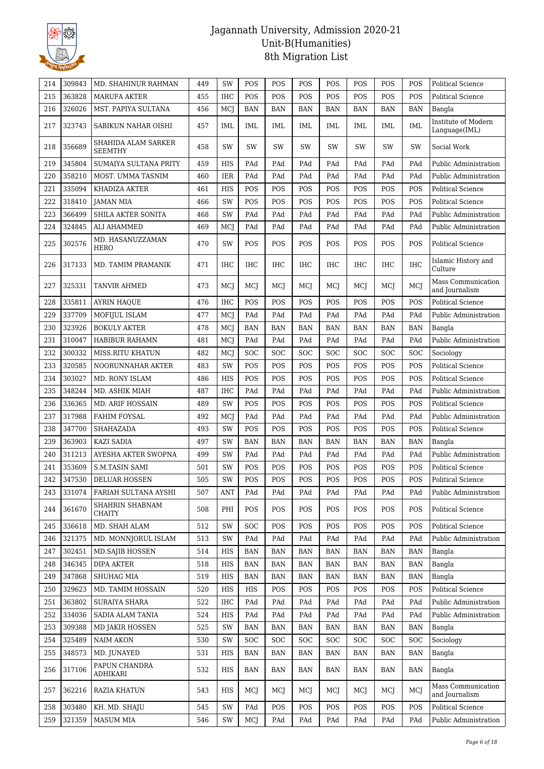# Jagannath University, Admission 2020-21
## Unit-B(Humanities)
## 8th Migration List

| 214 | 309843 | MD. SHAHINUR RAHMAN | 449 | SW | POS | POS | POS | POS | POS | POS | POS | Political Science |
|---|---|---|---|---|---|---|---|---|---|---|---|---|
| 215 | 363828 | MARUFA AKTER | 455 | IHC | POS | POS | POS | POS | POS | POS | POS | Political Science |
| 216 | 326026 | MST. PAPIYA SULTANA | 456 | MCJ | BAN | BAN | BAN | BAN | BAN | BAN | BAN | Bangla |
| 217 | 323743 | SABIKUN NAHAR OISHI | 457 | IML | IML | IML | IML | IML | IML | IML | IML | Institute of Modern Language(IML) |
| 218 | 356689 | SHAHIDA ALAM SARKER SEEMTHY | 458 | SW | SW | SW | SW | SW | SW | SW | SW | Social Work |
| 219 | 345804 | SUMAIYA SULTANA PRITY | 459 | HIS | PAd | PAd | PAd | PAd | PAd | PAd | PAd | Public Administration |
| 220 | 358210 | MOST. UMMA TASNIM | 460 | IER | PAd | PAd | PAd | PAd | PAd | PAd | PAd | Public Administration |
| 221 | 335094 | KHADIZA AKTER | 461 | HIS | POS | POS | POS | POS | POS | POS | POS | Political Science |
| 222 | 318410 | JAMAN MIA | 466 | SW | POS | POS | POS | POS | POS | POS | POS | Political Science |
| 223 | 366499 | SHILA AKTER SONITA | 468 | SW | PAd | PAd | PAd | PAd | PAd | PAd | PAd | Public Administration |
| 224 | 324845 | ALI AHAMMED | 469 | MCJ | PAd | PAd | PAd | PAd | PAd | PAd | PAd | Public Administration |
| 225 | 302576 | MD. HASANUZZAMAN HERO | 470 | SW | POS | POS | POS | POS | POS | POS | POS | Political Science |
| 226 | 317133 | MD. TAMIM PRAMANIK | 471 | IHC | IHC | IHC | IHC | IHC | IHC | IHC | IHC | Islamic History and Culture |
| 227 | 325331 | TANVIR AHMED | 473 | MCJ | MCJ | MCJ | MCJ | MCJ | MCJ | MCJ | MCJ | Mass Communication and Journalism |
| 228 | 335811 | AYRIN HAQUE | 476 | IHC | POS | POS | POS | POS | POS | POS | POS | Political Science |
| 229 | 337709 | MOFIJUL ISLAM | 477 | MCJ | PAd | PAd | PAd | PAd | PAd | PAd | PAd | Public Administration |
| 230 | 323926 | BOKULY AKTER | 478 | MCJ | BAN | BAN | BAN | BAN | BAN | BAN | BAN | Bangla |
| 231 | 310047 | HABIBUR RAHAMN | 481 | MCJ | PAd | PAd | PAd | PAd | PAd | PAd | PAd | Public Administration |
| 232 | 300332 | MISS.RITU KHATUN | 482 | MCJ | SOC | SOC | SOC | SOC | SOC | SOC | SOC | Sociology |
| 233 | 320585 | NOORUNNAHAR AKTER | 483 | SW | POS | POS | POS | POS | POS | POS | POS | Political Science |
| 234 | 303027 | MD. RONY ISLAM | 486 | HIS | POS | POS | POS | POS | POS | POS | POS | Political Science |
| 235 | 348244 | MD. ASHIK MIAH | 487 | IHC | PAd | PAd | PAd | PAd | PAd | PAd | PAd | Public Administration |
| 236 | 336365 | MD. ARIF HOSSAIN | 489 | SW | POS | POS | POS | POS | POS | POS | POS | Political Science |
| 237 | 317988 | FAHIM FOYSAL | 492 | MCJ | PAd | PAd | PAd | PAd | PAd | PAd | PAd | Public Administration |
| 238 | 347700 | SHAHAZADA | 493 | SW | POS | POS | POS | POS | POS | POS | POS | Political Science |
| 239 | 363903 | KAZI SADIA | 497 | SW | BAN | BAN | BAN | BAN | BAN | BAN | BAN | Bangla |
| 240 | 311213 | AYESHA AKTER SWOPNA | 499 | SW | PAd | PAd | PAd | PAd | PAd | PAd | PAd | Public Administration |
| 241 | 353609 | S.M.TASIN SAMI | 501 | SW | POS | POS | POS | POS | POS | POS | POS | Political Science |
| 242 | 347530 | DELUAR HOSSEN | 505 | SW | POS | POS | POS | POS | POS | POS | POS | Political Science |
| 243 | 331074 | FARIAH SULTANA AYSHI | 507 | ANT | PAd | PAd | PAd | PAd | PAd | PAd | PAd | Public Administration |
| 244 | 361670 | SHAHRIN SHABNAM CHAITY | 508 | PHI | POS | POS | POS | POS | POS | POS | POS | Political Science |
| 245 | 336618 | MD. SHAH ALAM | 512 | SW | SOC | POS | POS | POS | POS | POS | POS | Political Science |
| 246 | 321375 | MD. MONNJORUL ISLAM | 513 | SW | PAd | PAd | PAd | PAd | PAd | PAd | PAd | Public Administration |
| 247 | 302451 | MD.SAJIB HOSSEN | 514 | HIS | BAN | BAN | BAN | BAN | BAN | BAN | BAN | Bangla |
| 248 | 346345 | DIPA AKTER | 518 | HIS | BAN | BAN | BAN | BAN | BAN | BAN | BAN | Bangla |
| 249 | 347868 | SHUHAG MIA | 519 | HIS | BAN | BAN | BAN | BAN | BAN | BAN | BAN | Bangla |
| 250 | 329623 | MD. TAMIM HOSSAIN | 520 | HIS | HIS | POS | POS | POS | POS | POS | POS | Political Science |
| 251 | 363802 | SURAIYA SHARA | 522 | IHC | PAd | PAd | PAd | PAd | PAd | PAd | PAd | Public Administration |
| 252 | 334036 | SADIA ALAM TANIA | 524 | HIS | PAd | PAd | PAd | PAd | PAd | PAd | PAd | Public Administration |
| 253 | 309388 | MD JAKIR HOSSEN | 525 | SW | BAN | BAN | BAN | BAN | BAN | BAN | BAN | Bangla |
| 254 | 325489 | NAIM AKON | 530 | SW | SOC | SOC | SOC | SOC | SOC | SOC | SOC | Sociology |
| 255 | 348573 | MD. JUNAYED | 531 | HIS | BAN | BAN | BAN | BAN | BAN | BAN | BAN | Bangla |
| 256 | 317106 | PAPUN CHANDRA ADHIKARI | 532 | HIS | BAN | BAN | BAN | BAN | BAN | BAN | BAN | Bangla |
| 257 | 362216 | RAZIA KHATUN | 543 | HIS | MCJ | MCJ | MCJ | MCJ | MCJ | MCJ | MCJ | Mass Communication and Journalism |
| 258 | 303480 | KH. MD. SHAJU | 545 | SW | PAd | POS | POS | POS | POS | POS | POS | Political Science |
| 259 | 321359 | MASUM MIA | 546 | SW | MCJ | PAd | PAd | PAd | PAd | PAd | PAd | Public Administration |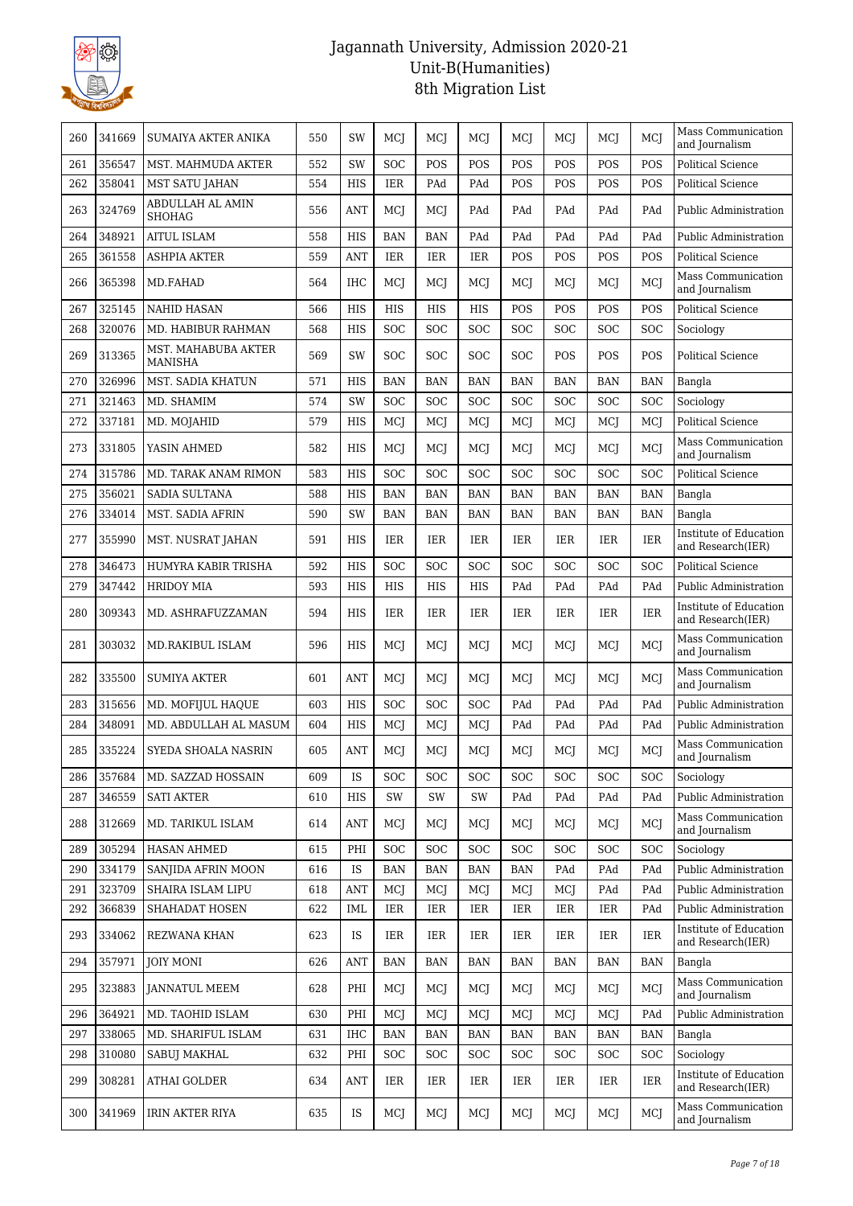# Jagannath University, Admission 2020-21
## Unit-B(Humanities)
## 8th Migration List

| 260 | 341669 | SUMAIYA AKTER ANIKA | 550 | SW | MCJ | MCJ | MCJ | MCJ | MCJ | MCJ | MCJ | Mass Communication and Journalism |
|---|---|---|---|---|---|---|---|---|---|---|---|---|
| 261 | 356547 | MST. MAHMUDA AKTER | 552 | SW | SOC | POS | POS | POS | POS | POS | POS | Political Science |
| 262 | 358041 | MST SATU JAHAN | 554 | HIS | IER | PAd | PAd | POS | POS | POS | POS | Political Science |
| 263 | 324769 | ABDULLAH AL AMIN SHOHAG | 556 | ANT | MCJ | MCJ | PAd | PAd | PAd | PAd | PAd | Public Administration |
| 264 | 348921 | AITUL ISLAM | 558 | HIS | BAN | BAN | PAd | PAd | PAd | PAd | PAd | Public Administration |
| 265 | 361558 | ASHPIA AKTER | 559 | ANT | IER | IER | IER | POS | POS | POS | POS | Political Science |
| 266 | 365398 | MD.FAHAD | 564 | IHC | MCJ | MCJ | MCJ | MCJ | MCJ | MCJ | MCJ | Mass Communication and Journalism |
| 267 | 325145 | NAHID HASAN | 566 | HIS | HIS | HIS | HIS | POS | POS | POS | POS | Political Science |
| 268 | 320076 | MD. HABIBUR RAHMAN | 568 | HIS | SOC | SOC | SOC | SOC | SOC | SOC | SOC | Sociology |
| 269 | 313365 | MST. MAHABUBA AKTER MANISHA | 569 | SW | SOC | SOC | SOC | SOC | POS | POS | POS | Political Science |
| 270 | 326996 | MST. SADIA KHATUN | 571 | HIS | BAN | BAN | BAN | BAN | BAN | BAN | BAN | Bangla |
| 271 | 321463 | MD. SHAMIM | 574 | SW | SOC | SOC | SOC | SOC | SOC | SOC | SOC | Sociology |
| 272 | 337181 | MD. MOJAHID | 579 | HIS | MCJ | MCJ | MCJ | MCJ | MCJ | MCJ | MCJ | Political Science |
| 273 | 331805 | YASIN AHMED | 582 | HIS | MCJ | MCJ | MCJ | MCJ | MCJ | MCJ | MCJ | Mass Communication and Journalism |
| 274 | 315786 | MD. TARAK ANAM RIMON | 583 | HIS | SOC | SOC | SOC | SOC | SOC | SOC | SOC | Political Science |
| 275 | 356021 | SADIA SULTANA | 588 | HIS | BAN | BAN | BAN | BAN | BAN | BAN | BAN | Bangla |
| 276 | 334014 | MST. SADIA AFRIN | 590 | SW | BAN | BAN | BAN | BAN | BAN | BAN | BAN | Bangla |
| 277 | 355990 | MST. NUSRAT JAHAN | 591 | HIS | IER | IER | IER | IER | IER | IER | IER | Institute of Education and Research(IER) |
| 278 | 346473 | HUMYRA KABIR TRISHA | 592 | HIS | SOC | SOC | SOC | SOC | SOC | SOC | SOC | Political Science |
| 279 | 347442 | HRIDOY MIA | 593 | HIS | HIS | HIS | HIS | PAd | PAd | PAd | PAd | Public Administration |
| 280 | 309343 | MD. ASHRAFUZZAMAN | 594 | HIS | IER | IER | IER | IER | IER | IER | IER | Institute of Education and Research(IER) |
| 281 | 303032 | MD.RAKIBUL ISLAM | 596 | HIS | MCJ | MCJ | MCJ | MCJ | MCJ | MCJ | MCJ | Mass Communication and Journalism |
| 282 | 335500 | SUMIYA AKTER | 601 | ANT | MCJ | MCJ | MCJ | MCJ | MCJ | MCJ | MCJ | Mass Communication and Journalism |
| 283 | 315656 | MD. MOFIJUL HAQUE | 603 | HIS | SOC | SOC | SOC | PAd | PAd | PAd | PAd | Public Administration |
| 284 | 348091 | MD. ABDULLAH AL MASUM | 604 | HIS | MCJ | MCJ | MCJ | PAd | PAd | PAd | PAd | Public Administration |
| 285 | 335224 | SYEDA SHOALA NASRIN | 605 | ANT | MCJ | MCJ | MCJ | MCJ | MCJ | MCJ | MCJ | Mass Communication and Journalism |
| 286 | 357684 | MD. SAZZAD HOSSAIN | 609 | IS | SOC | SOC | SOC | SOC | SOC | SOC | SOC | Sociology |
| 287 | 346559 | SATI AKTER | 610 | HIS | SW | SW | SW | PAd | PAd | PAd | PAd | Public Administration |
| 288 | 312669 | MD. TARIKUL ISLAM | 614 | ANT | MCJ | MCJ | MCJ | MCJ | MCJ | MCJ | MCJ | Mass Communication and Journalism |
| 289 | 305294 | HASAN AHMED | 615 | PHI | SOC | SOC | SOC | SOC | SOC | SOC | SOC | Sociology |
| 290 | 334179 | SANJIDA AFRIN MOON | 616 | IS | BAN | BAN | BAN | BAN | PAd | PAd | PAd | Public Administration |
| 291 | 323709 | SHAIRA ISLAM LIPU | 618 | ANT | MCJ | MCJ | MCJ | MCJ | MCJ | PAd | PAd | Public Administration |
| 292 | 366839 | SHAHADAT HOSEN | 622 | IML | IER | IER | IER | IER | IER | IER | PAd | Public Administration |
| 293 | 334062 | REZWANA KHAN | 623 | IS | IER | IER | IER | IER | IER | IER | IER | Institute of Education and Research(IER) |
| 294 | 357971 | JOIY MONI | 626 | ANT | BAN | BAN | BAN | BAN | BAN | BAN | BAN | Bangla |
| 295 | 323883 | JANNATUL MEEM | 628 | PHI | MCJ | MCJ | MCJ | MCJ | MCJ | MCJ | MCJ | Mass Communication and Journalism |
| 296 | 364921 | MD. TAOHID ISLAM | 630 | PHI | MCJ | MCJ | MCJ | MCJ | MCJ | MCJ | PAd | Public Administration |
| 297 | 338065 | MD. SHARIFUL ISLAM | 631 | IHC | BAN | BAN | BAN | BAN | BAN | BAN | BAN | Bangla |
| 298 | 310080 | SABUJ MAKHAL | 632 | PHI | SOC | SOC | SOC | SOC | SOC | SOC | SOC | Sociology |
| 299 | 308281 | ATHAI GOLDER | 634 | ANT | IER | IER | IER | IER | IER | IER | IER | Institute of Education and Research(IER) |
| 300 | 341969 | IRIN AKTER RIYA | 635 | IS | MCJ | MCJ | MCJ | MCJ | MCJ | MCJ | MCJ | Mass Communication and Journalism |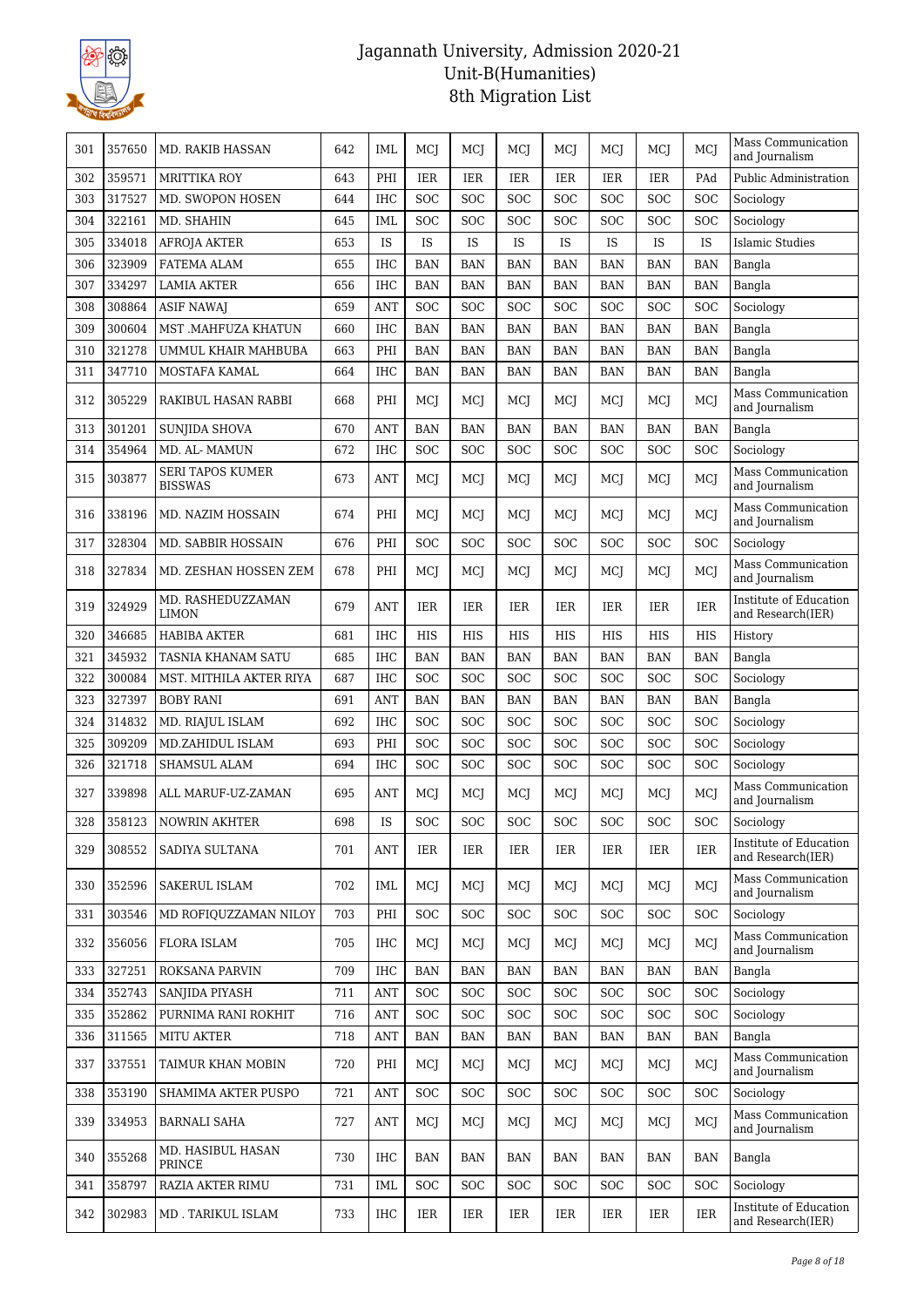# Jagannath University, Admission 2020-21
## Unit-B(Humanities)
## 8th Migration List

| | | | | | | | | | | | | |
|---|---|---|---|---|---|---|---|---|---|---|---|---|
| 301 | 357650 | MD. RAKIB HASSAN | 642 | IML | MCJ | MCJ | MCJ | MCJ | MCJ | MCJ | MCJ | Mass Communication and Journalism |
| 302 | 359571 | MRITTIKA ROY | 643 | PHI | IER | IER | IER | IER | IER | IER | PAd | Public Administration |
| 303 | 317527 | MD. SWOPON HOSEN | 644 | IHC | SOC | SOC | SOC | SOC | SOC | SOC | SOC | Sociology |
| 304 | 322161 | MD. SHAHIN | 645 | IML | SOC | SOC | SOC | SOC | SOC | SOC | SOC | Sociology |
| 305 | 334018 | AFROJA AKTER | 653 | IS | IS | IS | IS | IS | IS | IS | IS | Islamic Studies |
| 306 | 323909 | FATEMA ALAM | 655 | IHC | BAN | BAN | BAN | BAN | BAN | BAN | BAN | Bangla |
| 307 | 334297 | LAMIA AKTER | 656 | IHC | BAN | BAN | BAN | BAN | BAN | BAN | BAN | Bangla |
| 308 | 308864 | ASIF NAWAJ | 659 | ANT | SOC | SOC | SOC | SOC | SOC | SOC | SOC | Sociology |
| 309 | 300604 | MST .MAHFUZA KHATUN | 660 | IHC | BAN | BAN | BAN | BAN | BAN | BAN | BAN | Bangla |
| 310 | 321278 | UMMUL KHAIR MAHBUBA | 663 | PHI | BAN | BAN | BAN | BAN | BAN | BAN | BAN | Bangla |
| 311 | 347710 | MOSTAFA KAMAL | 664 | IHC | BAN | BAN | BAN | BAN | BAN | BAN | BAN | Bangla |
| 312 | 305229 | RAKIBUL HASAN RABBI | 668 | PHI | MCJ | MCJ | MCJ | MCJ | MCJ | MCJ | MCJ | Mass Communication and Journalism |
| 313 | 301201 | SUNJIDA SHOVA | 670 | ANT | BAN | BAN | BAN | BAN | BAN | BAN | BAN | Bangla |
| 314 | 354964 | MD. AL- MAMUN | 672 | IHC | SOC | SOC | SOC | SOC | SOC | SOC | SOC | Sociology |
| 315 | 303877 | SERI TAPOS KUMER BISSWAS | 673 | ANT | MCJ | MCJ | MCJ | MCJ | MCJ | MCJ | MCJ | Mass Communication and Journalism |
| 316 | 338196 | MD. NAZIM HOSSAIN | 674 | PHI | MCJ | MCJ | MCJ | MCJ | MCJ | MCJ | MCJ | Mass Communication and Journalism |
| 317 | 328304 | MD. SABBIR HOSSAIN | 676 | PHI | SOC | SOC | SOC | SOC | SOC | SOC | SOC | Sociology |
| 318 | 327834 | MD. ZESHAN HOSSEN ZEM | 678 | PHI | MCJ | MCJ | MCJ | MCJ | MCJ | MCJ | MCJ | Mass Communication and Journalism |
| 319 | 324929 | MD. RASHEDUZZAMAN LIMON | 679 | ANT | IER | IER | IER | IER | IER | IER | IER | Institute of Education and Research(IER) |
| 320 | 346685 | HABIBA AKTER | 681 | IHC | HIS | HIS | HIS | HIS | HIS | HIS | HIS | History |
| 321 | 345932 | TASNIA KHANAM SATU | 685 | IHC | BAN | BAN | BAN | BAN | BAN | BAN | BAN | Bangla |
| 322 | 300084 | MST. MITHILA AKTER RIYA | 687 | IHC | SOC | SOC | SOC | SOC | SOC | SOC | SOC | Sociology |
| 323 | 327397 | BOBY RANI | 691 | ANT | BAN | BAN | BAN | BAN | BAN | BAN | BAN | Bangla |
| 324 | 314832 | MD. RIAJUL ISLAM | 692 | IHC | SOC | SOC | SOC | SOC | SOC | SOC | SOC | Sociology |
| 325 | 309209 | MD.ZAHIDUL ISLAM | 693 | PHI | SOC | SOC | SOC | SOC | SOC | SOC | SOC | Sociology |
| 326 | 321718 | SHAMSUL ALAM | 694 | IHC | SOC | SOC | SOC | SOC | SOC | SOC | SOC | Sociology |
| 327 | 339898 | ALL MARUF-UZ-ZAMAN | 695 | ANT | MCJ | MCJ | MCJ | MCJ | MCJ | MCJ | MCJ | Mass Communication and Journalism |
| 328 | 358123 | NOWRIN AKHTER | 698 | IS | SOC | SOC | SOC | SOC | SOC | SOC | SOC | Sociology |
| 329 | 308552 | SADIYA SULTANA | 701 | ANT | IER | IER | IER | IER | IER | IER | IER | Institute of Education and Research(IER) |
| 330 | 352596 | SAKERUL ISLAM | 702 | IML | MCJ | MCJ | MCJ | MCJ | MCJ | MCJ | MCJ | Mass Communication and Journalism |
| 331 | 303546 | MD ROFIQUZZAMAN NILOY | 703 | PHI | SOC | SOC | SOC | SOC | SOC | SOC | SOC | Sociology |
| 332 | 356056 | FLORA ISLAM | 705 | IHC | MCJ | MCJ | MCJ | MCJ | MCJ | MCJ | MCJ | Mass Communication and Journalism |
| 333 | 327251 | ROKSANA PARVIN | 709 | IHC | BAN | BAN | BAN | BAN | BAN | BAN | BAN | Bangla |
| 334 | 352743 | SANJIDA PIYASH | 711 | ANT | SOC | SOC | SOC | SOC | SOC | SOC | SOC | Sociology |
| 335 | 352862 | PURNIMA RANI ROKHIT | 716 | ANT | SOC | SOC | SOC | SOC | SOC | SOC | SOC | Sociology |
| 336 | 311565 | MITU AKTER | 718 | ANT | BAN | BAN | BAN | BAN | BAN | BAN | BAN | Bangla |
| 337 | 337551 | TAIMUR KHAN MOBIN | 720 | PHI | MCJ | MCJ | MCJ | MCJ | MCJ | MCJ | MCJ | Mass Communication and Journalism |
| 338 | 353190 | SHAMIMA AKTER PUSPO | 721 | ANT | SOC | SOC | SOC | SOC | SOC | SOC | SOC | Sociology |
| 339 | 334953 | BARNALI SAHA | 727 | ANT | MCJ | MCJ | MCJ | MCJ | MCJ | MCJ | MCJ | Mass Communication and Journalism |
| 340 | 355268 | MD. HASIBUL HASAN PRINCE | 730 | IHC | BAN | BAN | BAN | BAN | BAN | BAN | BAN | Bangla |
| 341 | 358797 | RAZIA AKTER RIMU | 731 | IML | SOC | SOC | SOC | SOC | SOC | SOC | SOC | Sociology |
| 342 | 302983 | MD . TARIKUL ISLAM | 733 | IHC | IER | IER | IER | IER | IER | IER | IER | Institute of Education and Research(IER) |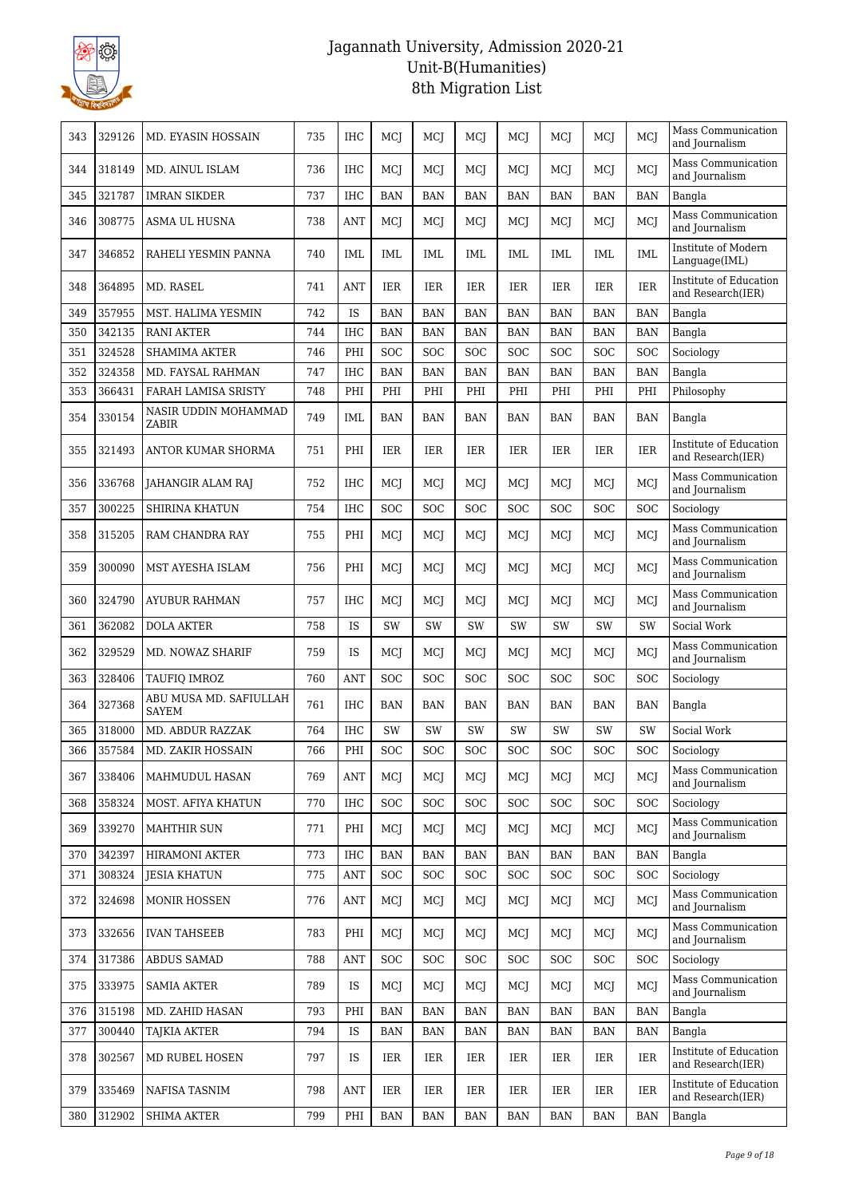# Jagannath University, Admission 2020-21
## Unit-B(Humanities)
## 8th Migration List

| 343 | 329126 | MD. EYASIN HOSSAIN | 735 | IHC | MCJ | MCJ | MCJ | MCJ | MCJ | MCJ | MCJ | Mass Communication and Journalism |
|---|---|---|---|---|---|---|---|---|---|---|---|---|
| 344 | 318149 | MD. AINUL ISLAM | 736 | IHC | MCJ | MCJ | MCJ | MCJ | MCJ | MCJ | MCJ | Mass Communication and Journalism |
| 345 | 321787 | IMRAN SIKDER | 737 | IHC | BAN | BAN | BAN | BAN | BAN | BAN | BAN | Bangla |
| 346 | 308775 | ASMA UL HUSNA | 738 | ANT | MCJ | MCJ | MCJ | MCJ | MCJ | MCJ | MCJ | Mass Communication and Journalism |
| 347 | 346852 | RAHELI YESMIN PANNA | 740 | IML | IML | IML | IML | IML | IML | IML | IML | Institute of Modern Language(IML) |
| 348 | 364895 | MD. RASEL | 741 | ANT | IER | IER | IER | IER | IER | IER | IER | Institute of Education and Research(IER) |
| 349 | 357955 | MST. HALIMA YESMIN | 742 | IS | BAN | BAN | BAN | BAN | BAN | BAN | BAN | Bangla |
| 350 | 342135 | RANI AKTER | 744 | IHC | BAN | BAN | BAN | BAN | BAN | BAN | BAN | Bangla |
| 351 | 324528 | SHAMIMA AKTER | 746 | PHI | SOC | SOC | SOC | SOC | SOC | SOC | SOC | Sociology |
| 352 | 324358 | MD. FAYSAL RAHMAN | 747 | IHC | BAN | BAN | BAN | BAN | BAN | BAN | BAN | Bangla |
| 353 | 366431 | FARAH LAMISA SRISTY | 748 | PHI | PHI | PHI | PHI | PHI | PHI | PHI | PHI | Philosophy |
| 354 | 330154 | NASIR UDDIN MOHAMMAD ZABIR | 749 | IML | BAN | BAN | BAN | BAN | BAN | BAN | BAN | Bangla |
| 355 | 321493 | ANTOR KUMAR SHORMA | 751 | PHI | IER | IER | IER | IER | IER | IER | IER | Institute of Education and Research(IER) |
| 356 | 336768 | JAHANGIR ALAM RAJ | 752 | IHC | MCJ | MCJ | MCJ | MCJ | MCJ | MCJ | MCJ | Mass Communication and Journalism |
| 357 | 300225 | SHIRINA KHATUN | 754 | IHC | SOC | SOC | SOC | SOC | SOC | SOC | SOC | Sociology |
| 358 | 315205 | RAM CHANDRA RAY | 755 | PHI | MCJ | MCJ | MCJ | MCJ | MCJ | MCJ | MCJ | Mass Communication and Journalism |
| 359 | 300090 | MST AYESHA ISLAM | 756 | PHI | MCJ | MCJ | MCJ | MCJ | MCJ | MCJ | MCJ | Mass Communication and Journalism |
| 360 | 324790 | AYUBUR RAHMAN | 757 | IHC | MCJ | MCJ | MCJ | MCJ | MCJ | MCJ | MCJ | Mass Communication and Journalism |
| 361 | 362082 | DOLA AKTER | 758 | IS | SW | SW | SW | SW | SW | SW | SW | Social Work |
| 362 | 329529 | MD. NOWAZ SHARIF | 759 | IS | MCJ | MCJ | MCJ | MCJ | MCJ | MCJ | MCJ | Mass Communication and Journalism |
| 363 | 328406 | TAUFIQ IMROZ | 760 | ANT | SOC | SOC | SOC | SOC | SOC | SOC | SOC | Sociology |
| 364 | 327368 | ABU MUSA MD. SAFIULLAH SAYEM | 761 | IHC | BAN | BAN | BAN | BAN | BAN | BAN | BAN | Bangla |
| 365 | 318000 | MD. ABDUR RAZZAK | 764 | IHC | SW | SW | SW | SW | SW | SW | SW | Social Work |
| 366 | 357584 | MD. ZAKIR HOSSAIN | 766 | PHI | SOC | SOC | SOC | SOC | SOC | SOC | SOC | Sociology |
| 367 | 338406 | MAHMUDUL HASAN | 769 | ANT | MCJ | MCJ | MCJ | MCJ | MCJ | MCJ | MCJ | Mass Communication and Journalism |
| 368 | 358324 | MOST. AFIYA KHATUN | 770 | IHC | SOC | SOC | SOC | SOC | SOC | SOC | SOC | Sociology |
| 369 | 339270 | MAHTHIR SUN | 771 | PHI | MCJ | MCJ | MCJ | MCJ | MCJ | MCJ | MCJ | Mass Communication and Journalism |
| 370 | 342397 | HIRAMONI AKTER | 773 | IHC | BAN | BAN | BAN | BAN | BAN | BAN | BAN | Bangla |
| 371 | 308324 | JESIA KHATUN | 775 | ANT | SOC | SOC | SOC | SOC | SOC | SOC | SOC | Sociology |
| 372 | 324698 | MONIR HOSSEN | 776 | ANT | MCJ | MCJ | MCJ | MCJ | MCJ | MCJ | MCJ | Mass Communication and Journalism |
| 373 | 332656 | IVAN TAHSEEB | 783 | PHI | MCJ | MCJ | MCJ | MCJ | MCJ | MCJ | MCJ | Mass Communication and Journalism |
| 374 | 317386 | ABDUS SAMAD | 788 | ANT | SOC | SOC | SOC | SOC | SOC | SOC | SOC | Sociology |
| 375 | 333975 | SAMIA AKTER | 789 | IS | MCJ | MCJ | MCJ | MCJ | MCJ | MCJ | MCJ | Mass Communication and Journalism |
| 376 | 315198 | MD. ZAHID HASAN | 793 | PHI | BAN | BAN | BAN | BAN | BAN | BAN | BAN | Bangla |
| 377 | 300440 | TAJKIA AKTER | 794 | IS | BAN | BAN | BAN | BAN | BAN | BAN | BAN | Bangla |
| 378 | 302567 | MD RUBEL HOSEN | 797 | IS | IER | IER | IER | IER | IER | IER | IER | Institute of Education and Research(IER) |
| 379 | 335469 | NAFISA TASNIM | 798 | ANT | IER | IER | IER | IER | IER | IER | IER | Institute of Education and Research(IER) |
| 380 | 312902 | SHIMA AKTER | 799 | PHI | BAN | BAN | BAN | BAN | BAN | BAN | BAN | Bangla |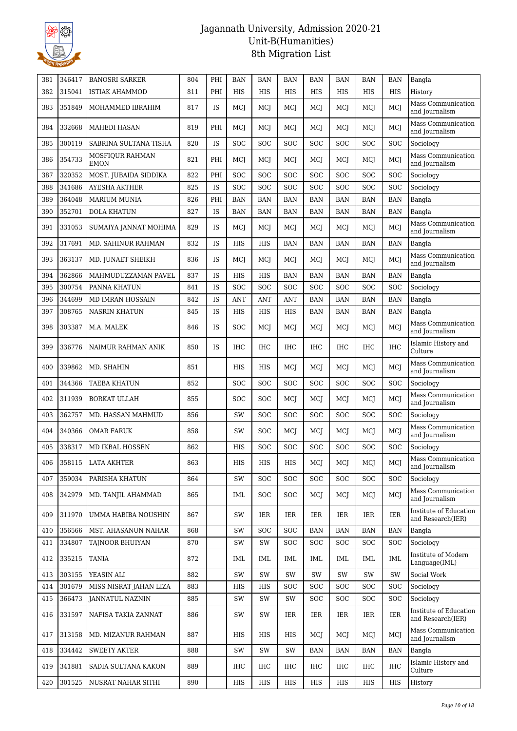# Jagannath University, Admission 2020-21
## Unit-B(Humanities)
## 8th Migration List

| 381 | 346417 | BANOSRI SARKER | 804 | PHI | BAN | BAN | BAN | BAN | BAN | BAN | BAN | Bangla |
|---|---|---|---|---|---|---|---|---|---|---|---|---|
| 382 | 315041 | ISTIAK AHAMMOD | 811 | PHI | HIS | HIS | HIS | HIS | HIS | HIS | HIS | History |
| 383 | 351849 | MOHAMMED IBRAHIM | 817 | IS | MCJ | MCJ | MCJ | MCJ | MCJ | MCJ | MCJ | Mass Communication and Journalism |
| 384 | 332668 | MAHEDI HASAN | 819 | PHI | MCJ | MCJ | MCJ | MCJ | MCJ | MCJ | MCJ | Mass Communication and Journalism |
| 385 | 300119 | SABRINA SULTANA TISHA | 820 | IS | SOC | SOC | SOC | SOC | SOC | SOC | SOC | Sociology |
| 386 | 354733 | MOSFIQUR RAHMAN EMON | 821 | PHI | MCJ | MCJ | MCJ | MCJ | MCJ | MCJ | MCJ | Mass Communication and Journalism |
| 387 | 320352 | MOST. JUBAIDA SIDDIKA | 822 | PHI | SOC | SOC | SOC | SOC | SOC | SOC | SOC | Sociology |
| 388 | 341686 | AYESHA AKTHER | 825 | IS | SOC | SOC | SOC | SOC | SOC | SOC | SOC | Sociology |
| 389 | 364048 | MARIUM MUNIA | 826 | PHI | BAN | BAN | BAN | BAN | BAN | BAN | BAN | Bangla |
| 390 | 352701 | DOLA KHATUN | 827 | IS | BAN | BAN | BAN | BAN | BAN | BAN | BAN | Bangla |
| 391 | 331053 | SUMAIYA JANNAT MOHIMA | 829 | IS | MCJ | MCJ | MCJ | MCJ | MCJ | MCJ | MCJ | Mass Communication and Journalism |
| 392 | 317691 | MD. SAHINUR RAHMAN | 832 | IS | HIS | HIS | BAN | BAN | BAN | BAN | BAN | Bangla |
| 393 | 363137 | MD. JUNAET SHEIKH | 836 | IS | MCJ | MCJ | MCJ | MCJ | MCJ | MCJ | MCJ | Mass Communication and Journalism |
| 394 | 362866 | MAHMUDUZZAMAN PAVEL | 837 | IS | HIS | HIS | BAN | BAN | BAN | BAN | BAN | Bangla |
| 395 | 300754 | PANNA KHATUN | 841 | IS | SOC | SOC | SOC | SOC | SOC | SOC | SOC | Sociology |
| 396 | 344699 | MD IMRAN HOSSAIN | 842 | IS | ANT | ANT | ANT | BAN | BAN | BAN | BAN | Bangla |
| 397 | 308765 | NASRIN KHATUN | 845 | IS | HIS | HIS | HIS | BAN | BAN | BAN | BAN | Bangla |
| 398 | 303387 | M.A. MALEK | 846 | IS | SOC | MCJ | MCJ | MCJ | MCJ | MCJ | MCJ | Mass Communication and Journalism |
| 399 | 336776 | NAIMUR RAHMAN ANIK | 850 | IS | IHC | IHC | IHC | IHC | IHC | IHC | IHC | Islamic History and Culture |
| 400 | 339862 | MD. SHAHIN | 851 | | HIS | HIS | MCJ | MCJ | MCJ | MCJ | MCJ | Mass Communication and Journalism |
| 401 | 344366 | TAEBA KHATUN | 852 | | SOC | SOC | SOC | SOC | SOC | SOC | SOC | Sociology |
| 402 | 311939 | BORKAT ULLAH | 855 | | SOC | SOC | MCJ | MCJ | MCJ | MCJ | MCJ | Mass Communication and Journalism |
| 403 | 362757 | MD. HASSAN MAHMUD | 856 | | SW | SOC | SOC | SOC | SOC | SOC | SOC | Sociology |
| 404 | 340366 | OMAR FARUK | 858 | | SW | SOC | MCJ | MCJ | MCJ | MCJ | MCJ | Mass Communication and Journalism |
| 405 | 338317 | MD IKBAL HOSSEN | 862 | | HIS | SOC | SOC | SOC | SOC | SOC | SOC | Sociology |
| 406 | 358115 | LATA AKHTER | 863 | | HIS | HIS | HIS | MCJ | MCJ | MCJ | MCJ | Mass Communication and Journalism |
| 407 | 359034 | PARISHA KHATUN | 864 | | SW | SOC | SOC | SOC | SOC | SOC | SOC | Sociology |
| 408 | 342979 | MD. TANJIL AHAMMAD | 865 | | IML | SOC | SOC | MCJ | MCJ | MCJ | MCJ | Mass Communication and Journalism |
| 409 | 311970 | UMMA HABIBA NOUSHIN | 867 | | SW | IER | IER | IER | IER | IER | IER | Institute of Education and Research(IER) |
| 410 | 356566 | MST. AHASANUN NAHAR | 868 | | SW | SOC | SOC | BAN | BAN | BAN | BAN | Bangla |
| 411 | 334807 | TAJNOOR BHUIYAN | 870 | | SW | SW | SOC | SOC | SOC | SOC | SOC | Sociology |
| 412 | 335215 | TANIA | 872 | | IML | IML | IML | IML | IML | IML | IML | Institute of Modern Language(IML) |
| 413 | 303155 | YEASIN ALI | 882 | | SW | SW | SW | SW | SW | SW | SW | Social Work |
| 414 | 301679 | MISS NISRAT JAHAN LIZA | 883 | | HIS | HIS | SOC | SOC | SOC | SOC | SOC | Sociology |
| 415 | 366473 | JANNATUL NAZNIN | 885 | | SW | SW | SW | SOC | SOC | SOC | SOC | Sociology |
| 416 | 331597 | NAFISA TAKIA ZANNAT | 886 | | SW | SW | IER | IER | IER | IER | IER | Institute of Education and Research(IER) |
| 417 | 313158 | MD. MIZANUR RAHMAN | 887 | | HIS | HIS | HIS | MCJ | MCJ | MCJ | MCJ | Mass Communication and Journalism |
| 418 | 334442 | SWEETY AKTER | 888 | | SW | SW | SW | BAN | BAN | BAN | BAN | Bangla |
| 419 | 341881 | SADIA SULTANA KAKON | 889 | | IHC | IHC | IHC | IHC | IHC | IHC | IHC | Islamic History and Culture |
| 420 | 301525 | NUSRAT NAHAR SITHI | 890 | | HIS | HIS | HIS | HIS | HIS | HIS | HIS | History |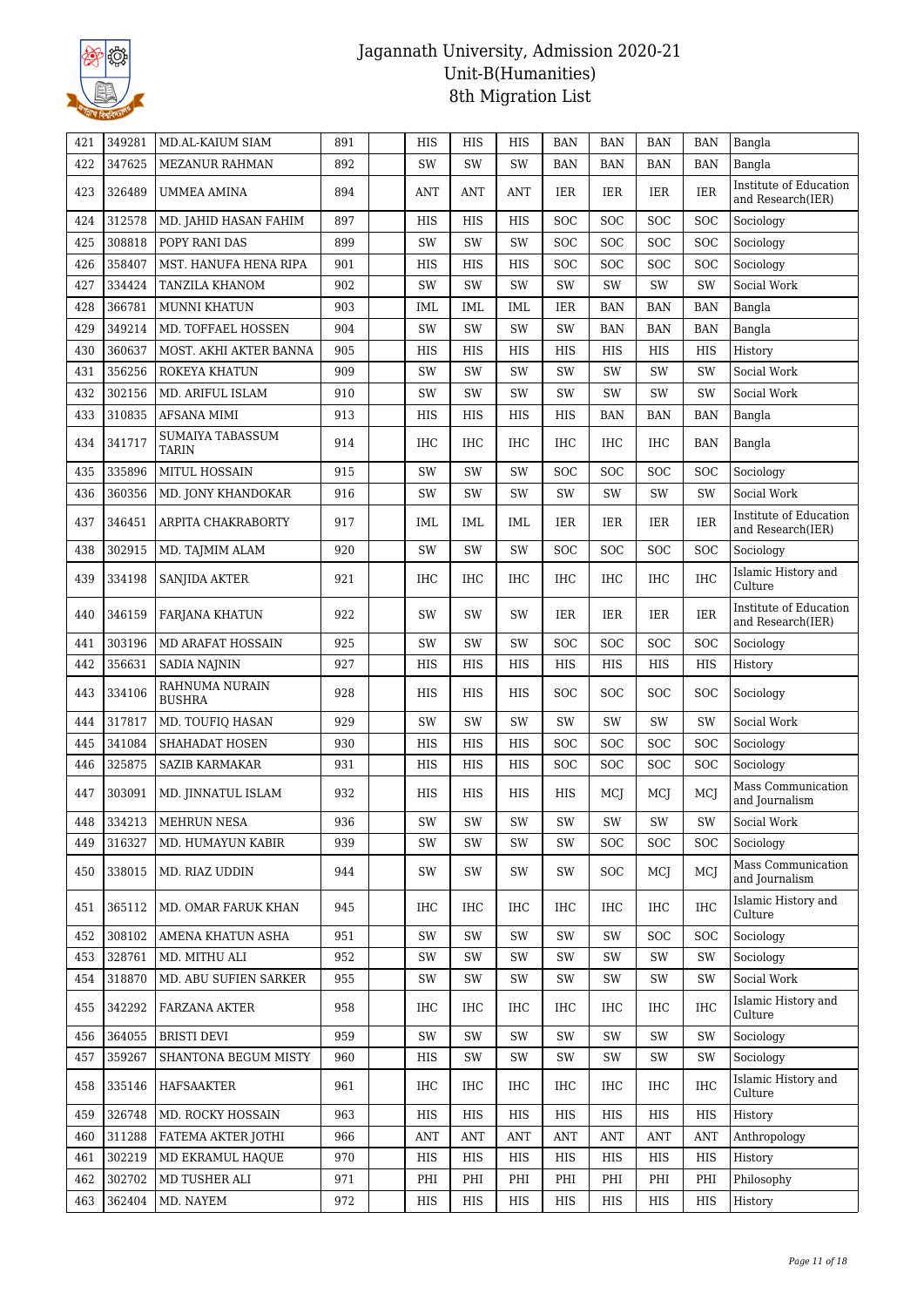# Jagannath University, Admission 2020-21
## Unit-B(Humanities)
### 8th Migration List

| | | | | | | | | | | | | |
|---|---|---|---|---|---|---|---|---|---|---|---|---|
| 421 | 349281 | MD.AL-KAIUM SIAM | 891 | | HIS | HIS | HIS | BAN | BAN | BAN | BAN | Bangla |
| 422 | 347625 | MEZANUR RAHMAN | 892 | | SW | SW | SW | BAN | BAN | BAN | BAN | Bangla |
| 423 | 326489 | UMMEA AMINA | 894 | | ANT | ANT | ANT | IER | IER | IER | IER | Institute of Education and Research(IER) |
| 424 | 312578 | MD. JAHID HASAN FAHIM | 897 | | HIS | HIS | HIS | SOC | SOC | SOC | SOC | Sociology |
| 425 | 308818 | POPY RANI DAS | 899 | | SW | SW | SW | SOC | SOC | SOC | SOC | Sociology |
| 426 | 358407 | MST. HANUFA HENA RIPA | 901 | | HIS | HIS | HIS | SOC | SOC | SOC | SOC | Sociology |
| 427 | 334424 | TANZILA KHANOM | 902 | | SW | SW | SW | SW | SW | SW | SW | Social Work |
| 428 | 366781 | MUNNI KHATUN | 903 | | IML | IML | IML | IER | BAN | BAN | BAN | Bangla |
| 429 | 349214 | MD. TOFFAEL HOSSEN | 904 | | SW | SW | SW | SW | BAN | BAN | BAN | Bangla |
| 430 | 360637 | MOST. AKHI AKTER BANNA | 905 | | HIS | HIS | HIS | HIS | HIS | HIS | HIS | History |
| 431 | 356256 | ROKEYA KHATUN | 909 | | SW | SW | SW | SW | SW | SW | SW | Social Work |
| 432 | 302156 | MD. ARIFUL ISLAM | 910 | | SW | SW | SW | SW | SW | SW | SW | Social Work |
| 433 | 310835 | AFSANA MIMI | 913 | | HIS | HIS | HIS | HIS | BAN | BAN | BAN | Bangla |
| 434 | 341717 | SUMAIYA TABASSUM TARIN | 914 | | IHC | IHC | IHC | IHC | IHC | IHC | BAN | Bangla |
| 435 | 335896 | MITUL HOSSAIN | 915 | | SW | SW | SW | SOC | SOC | SOC | SOC | Sociology |
| 436 | 360356 | MD. JONY KHANDOKAR | 916 | | SW | SW | SW | SW | SW | SW | SW | Social Work |
| 437 | 346451 | ARPITA CHAKRABORTY | 917 | | IML | IML | IML | IER | IER | IER | IER | Institute of Education and Research(IER) |
| 438 | 302915 | MD. TAJMIM ALAM | 920 | | SW | SW | SW | SOC | SOC | SOC | SOC | Sociology |
| 439 | 334198 | SANJIDA AKTER | 921 | | IHC | IHC | IHC | IHC | IHC | IHC | IHC | Islamic History and Culture |
| 440 | 346159 | FARJANA KHATUN | 922 | | SW | SW | SW | IER | IER | IER | IER | Institute of Education and Research(IER) |
| 441 | 303196 | MD ARAFAT HOSSAIN | 925 | | SW | SW | SW | SOC | SOC | SOC | SOC | Sociology |
| 442 | 356631 | SADIA NAJNIN | 927 | | HIS | HIS | HIS | HIS | HIS | HIS | HIS | History |
| 443 | 334106 | RAHNUMA NURAIN BUSHRA | 928 | | HIS | HIS | HIS | SOC | SOC | SOC | SOC | Sociology |
| 444 | 317817 | MD. TOUFIQ HASAN | 929 | | SW | SW | SW | SW | SW | SW | SW | Social Work |
| 445 | 341084 | SHAHADAT HOSEN | 930 | | HIS | HIS | HIS | SOC | SOC | SOC | SOC | Sociology |
| 446 | 325875 | SAZIB KARMAKAR | 931 | | HIS | HIS | HIS | SOC | SOC | SOC | SOC | Sociology |
| 447 | 303091 | MD. JINNATUL ISLAM | 932 | | HIS | HIS | HIS | HIS | MCJ | MCJ | MCJ | Mass Communication and Journalism |
| 448 | 334213 | MEHRUN NESA | 936 | | SW | SW | SW | SW | SW | SW | SW | Social Work |
| 449 | 316327 | MD. HUMAYUN KABIR | 939 | | SW | SW | SW | SW | SOC | SOC | SOC | Sociology |
| 450 | 338015 | MD. RIAZ UDDIN | 944 | | SW | SW | SW | SW | SOC | MCJ | MCJ | Mass Communication and Journalism |
| 451 | 365112 | MD. OMAR FARUK KHAN | 945 | | IHC | IHC | IHC | IHC | IHC | IHC | IHC | Islamic History and Culture |
| 452 | 308102 | AMENA KHATUN ASHA | 951 | | SW | SW | SW | SW | SW | SOC | SOC | Sociology |
| 453 | 328761 | MD. MITHU ALI | 952 | | SW | SW | SW | SW | SW | SW | SW | Sociology |
| 454 | 318870 | MD. ABU SUFIEN SARKER | 955 | | SW | SW | SW | SW | SW | SW | SW | Social Work |
| 455 | 342292 | FARZANA AKTER | 958 | | IHC | IHC | IHC | IHC | IHC | IHC | IHC | Islamic History and Culture |
| 456 | 364055 | BRISTI DEVI | 959 | | SW | SW | SW | SW | SW | SW | SW | Sociology |
| 457 | 359267 | SHANTONA BEGUM MISTY | 960 | | HIS | SW | SW | SW | SW | SW | SW | Sociology |
| 458 | 335146 | HAFSAAKTER | 961 | | IHC | IHC | IHC | IHC | IHC | IHC | IHC | Islamic History and Culture |
| 459 | 326748 | MD. ROCKY HOSSAIN | 963 | | HIS | HIS | HIS | HIS | HIS | HIS | HIS | History |
| 460 | 311288 | FATEMA AKTER JOTHI | 966 | | ANT | ANT | ANT | ANT | ANT | ANT | ANT | Anthropology |
| 461 | 302219 | MD EKRAMUL HAQUE | 970 | | HIS | HIS | HIS | HIS | HIS | HIS | HIS | History |
| 462 | 302702 | MD TUSHER ALI | 971 | | PHI | PHI | PHI | PHI | PHI | PHI | PHI | Philosophy |
| 463 | 362404 | MD. NAYEM | 972 | | HIS | HIS | HIS | HIS | HIS | HIS | HIS | History |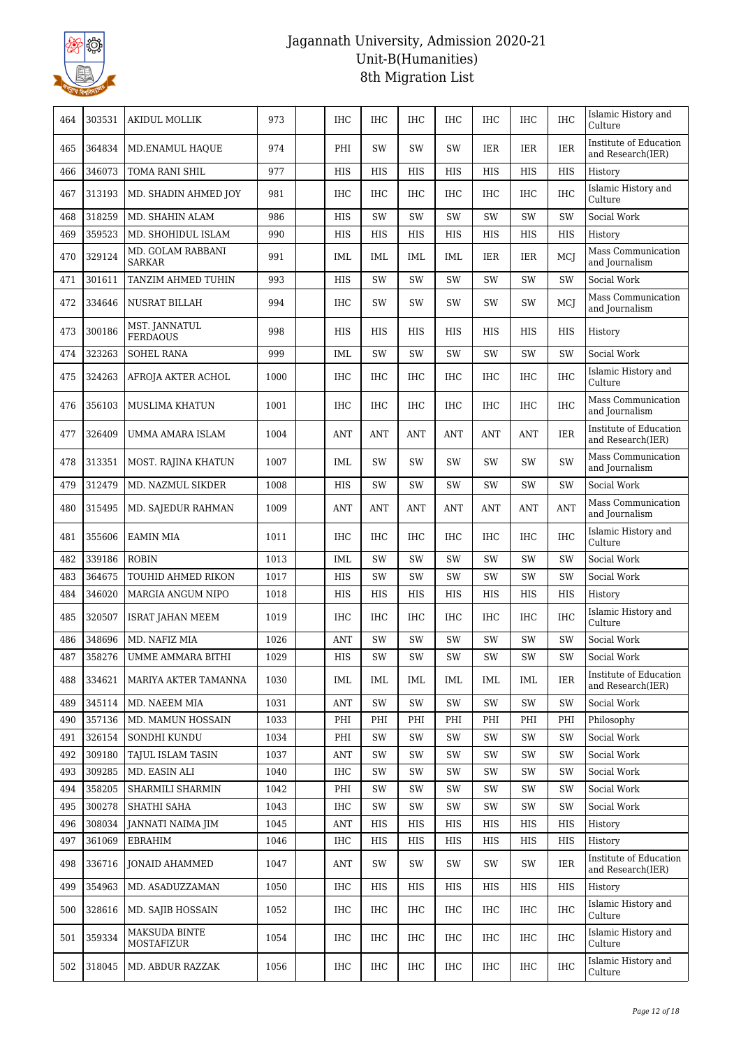# Jagannath University, Admission 2020-21
## Unit-B(Humanities)
## 8th Migration List

| | | | | | | | | | | | | |
|---|---|---|---|---|---|---|---|---|---|---|---|---|
| 464 | 303531 | AKIDUL MOLLIK | 973 | | IHC | IHC | IHC | IHC | IHC | IHC | IHC | Islamic History and Culture |
| 465 | 364834 | MD.ENAMUL HAQUE | 974 | | PHI | SW | SW | SW | IER | IER | IER | Institute of Education and Research(IER) |
| 466 | 346073 | TOMA RANI SHIL | 977 | | HIS | HIS | HIS | HIS | HIS | HIS | HIS | History |
| 467 | 313193 | MD. SHADIN AHMED JOY | 981 | | IHC | IHC | IHC | IHC | IHC | IHC | IHC | Islamic History and Culture |
| 468 | 318259 | MD. SHAHIN ALAM | 986 | | HIS | SW | SW | SW | SW | SW | SW | Social Work |
| 469 | 359523 | MD. SHOHIDUL ISLAM | 990 | | HIS | HIS | HIS | HIS | HIS | HIS | HIS | History |
| 470 | 329124 | MD. GOLAM RABBANI SARKAR | 991 | | IML | IML | IML | IML | IER | IER | MCJ | Mass Communication and Journalism |
| 471 | 301611 | TANZIM AHMED TUHIN | 993 | | HIS | SW | SW | SW | SW | SW | SW | Social Work |
| 472 | 334646 | NUSRAT BILLAH | 994 | | IHC | SW | SW | SW | SW | SW | MCJ | Mass Communication and Journalism |
| 473 | 300186 | MST. JANNATUL FERDAOUS | 998 | | HIS | HIS | HIS | HIS | HIS | HIS | HIS | History |
| 474 | 323263 | SOHEL RANA | 999 | | IML | SW | SW | SW | SW | SW | SW | Social Work |
| 475 | 324263 | AFROJA AKTER ACHOL | 1000 | | IHC | IHC | IHC | IHC | IHC | IHC | IHC | Islamic History and Culture |
| 476 | 356103 | MUSLIMA KHATUN | 1001 | | IHC | IHC | IHC | IHC | IHC | IHC | IHC | Mass Communication and Journalism |
| 477 | 326409 | UMMA AMARA ISLAM | 1004 | | ANT | ANT | ANT | ANT | ANT | ANT | IER | Institute of Education and Research(IER) |
| 478 | 313351 | MOST. RAJINA KHATUN | 1007 | | IML | SW | SW | SW | SW | SW | SW | Mass Communication and Journalism |
| 479 | 312479 | MD. NAZMUL SIKDER | 1008 | | HIS | SW | SW | SW | SW | SW | SW | Social Work |
| 480 | 315495 | MD. SAJEDUR RAHMAN | 1009 | | ANT | ANT | ANT | ANT | ANT | ANT | ANT | Mass Communication and Journalism |
| 481 | 355606 | EAMIN MIA | 1011 | | IHC | IHC | IHC | IHC | IHC | IHC | IHC | Islamic History and Culture |
| 482 | 339186 | ROBIN | 1013 | | IML | SW | SW | SW | SW | SW | SW | Social Work |
| 483 | 364675 | TOUHID AHMED RIKON | 1017 | | HIS | SW | SW | SW | SW | SW | SW | Social Work |
| 484 | 346020 | MARGIA ANGUM NIPO | 1018 | | HIS | HIS | HIS | HIS | HIS | HIS | HIS | History |
| 485 | 320507 | ISRAT JAHAN MEEM | 1019 | | IHC | IHC | IHC | IHC | IHC | IHC | IHC | Islamic History and Culture |
| 486 | 348696 | MD. NAFIZ MIA | 1026 | | ANT | SW | SW | SW | SW | SW | SW | Social Work |
| 487 | 358276 | UMME AMMARA BITHI | 1029 | | HIS | SW | SW | SW | SW | SW | SW | Social Work |
| 488 | 334621 | MARIYA AKTER TAMANNA | 1030 | | IML | IML | IML | IML | IML | IML | IER | Institute of Education and Research(IER) |
| 489 | 345114 | MD. NAEEM MIA | 1031 | | ANT | SW | SW | SW | SW | SW | SW | Social Work |
| 490 | 357136 | MD. MAMUN HOSSAIN | 1033 | | PHI | PHI | PHI | PHI | PHI | PHI | PHI | Philosophy |
| 491 | 326154 | SONDHI KUNDU | 1034 | | PHI | SW | SW | SW | SW | SW | SW | Social Work |
| 492 | 309180 | TAJUL ISLAM TASIN | 1037 | | ANT | SW | SW | SW | SW | SW | SW | Social Work |
| 493 | 309285 | MD. EASIN ALI | 1040 | | IHC | SW | SW | SW | SW | SW | SW | Social Work |
| 494 | 358205 | SHARMILI SHARMIN | 1042 | | PHI | SW | SW | SW | SW | SW | SW | Social Work |
| 495 | 300278 | SHATHI SAHA | 1043 | | IHC | SW | SW | SW | SW | SW | SW | Social Work |
| 496 | 308034 | JANNATI NAIMA JIM | 1045 | | ANT | HIS | HIS | HIS | HIS | HIS | HIS | History |
| 497 | 361069 | EBRAHIM | 1046 | | IHC | HIS | HIS | HIS | HIS | HIS | HIS | History |
| 498 | 336716 | JONAID AHAMMED | 1047 | | ANT | SW | SW | SW | SW | SW | IER | Institute of Education and Research(IER) |
| 499 | 354963 | MD. ASADUZZAMAN | 1050 | | IHC | HIS | HIS | HIS | HIS | HIS | HIS | History |
| 500 | 328616 | MD. SAJIB HOSSAIN | 1052 | | IHC | IHC | IHC | IHC | IHC | IHC | IHC | Islamic History and Culture |
| 501 | 359334 | MAKSUDA BINTE MOSTAFIZUR | 1054 | | IHC | IHC | IHC | IHC | IHC | IHC | IHC | Islamic History and Culture |
| 502 | 318045 | MD. ABDUR RAZZAK | 1056 | | IHC | IHC | IHC | IHC | IHC | IHC | IHC | Islamic History and Culture |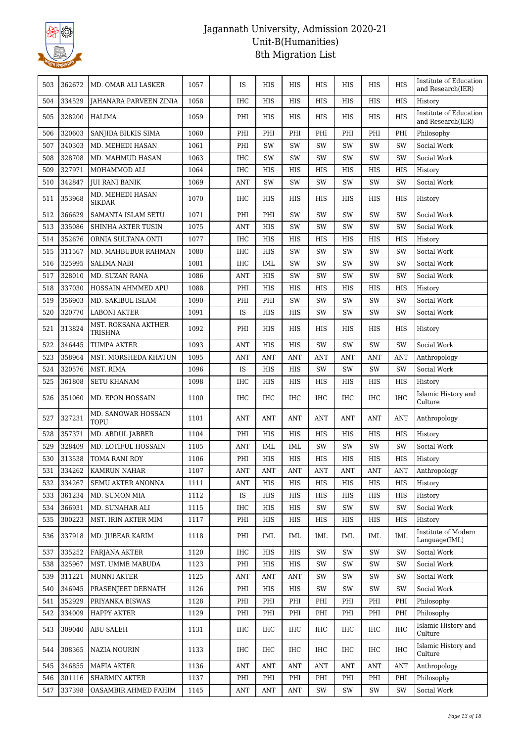# Jagannath University, Admission 2020-21
## Unit-B(Humanities)
## 8th Migration List

| 503 | 362672 | MD. OMAR ALI LASKER | 1057 | | IS | HIS | HIS | HIS | HIS | HIS | HIS | Institute of Education and Research(IER) |
|---|---|---|---|---|---|---|---|---|---|---|---|---|
| 504 | 334529 | JAHANARA PARVEEN ZINIA | 1058 | | IHC | HIS | HIS | HIS | HIS | HIS | HIS | History |
| 505 | 328200 | HALIMA | 1059 | | PHI | HIS | HIS | HIS | HIS | HIS | HIS | Institute of Education and Research(IER) |
| 506 | 320603 | SANJIDA BILKIS SIMA | 1060 | | PHI | PHI | PHI | PHI | PHI | PHI | PHI | Philosophy |
| 507 | 340303 | MD. MEHEDI HASAN | 1061 | | PHI | SW | SW | SW | SW | SW | SW | Social Work |
| 508 | 328708 | MD. MAHMUD HASAN | 1063 | | IHC | SW | SW | SW | SW | SW | SW | Social Work |
| 509 | 327971 | MOHAMMOD ALI | 1064 | | IHC | HIS | HIS | HIS | HIS | HIS | HIS | History |
| 510 | 342847 | JUI RANI BANIK | 1069 | | ANT | SW | SW | SW | SW | SW | SW | Social Work |
| 511 | 353968 | MD. MEHEDI HASAN SIKDAR | 1070 | | IHC | HIS | HIS | HIS | HIS | HIS | HIS | History |
| 512 | 366629 | SAMANTA ISLAM SETU | 1071 | | PHI | PHI | SW | SW | SW | SW | SW | Social Work |
| 513 | 335086 | SHINHA AKTER TUSIN | 1075 | | ANT | HIS | SW | SW | SW | SW | SW | Social Work |
| 514 | 352676 | ORNIA SULTANA ONTI | 1077 | | IHC | HIS | HIS | HIS | HIS | HIS | HIS | History |
| 515 | 311567 | MD. MAHBUBUR RAHMAN | 1080 | | IHC | HIS | SW | SW | SW | SW | SW | Social Work |
| 516 | 325995 | SALIMA NABI | 1081 | | IHC | IML | SW | SW | SW | SW | SW | Social Work |
| 517 | 328010 | MD. SUZAN RANA | 1086 | | ANT | HIS | SW | SW | SW | SW | SW | Social Work |
| 518 | 337030 | HOSSAIN AHMMED APU | 1088 | | PHI | HIS | HIS | HIS | HIS | HIS | HIS | History |
| 519 | 356903 | MD. SAKIBUL ISLAM | 1090 | | PHI | PHI | SW | SW | SW | SW | SW | Social Work |
| 520 | 320770 | LABONI AKTER | 1091 | | IS | HIS | HIS | SW | SW | SW | SW | Social Work |
| 521 | 313824 | MST. ROKSANA AKTHER TRISHNA | 1092 | | PHI | HIS | HIS | HIS | HIS | HIS | HIS | History |
| 522 | 346445 | TUMPA AKTER | 1093 | | ANT | HIS | HIS | SW | SW | SW | SW | Social Work |
| 523 | 358964 | MST. MORSHEDA KHATUN | 1095 | | ANT | ANT | ANT | ANT | ANT | ANT | ANT | Anthropology |
| 524 | 320576 | MST. RIMA | 1096 | | IS | HIS | HIS | SW | SW | SW | SW | Social Work |
| 525 | 361808 | SETU KHANAM | 1098 | | IHC | HIS | HIS | HIS | HIS | HIS | HIS | History |
| 526 | 351060 | MD. EPON HOSSAIN | 1100 | | IHC | IHC | IHC | IHC | IHC | IHC | IHC | Islamic History and Culture |
| 527 | 327231 | MD. SANOWAR HOSSAIN TOPU | 1101 | | ANT | ANT | ANT | ANT | ANT | ANT | ANT | Anthropology |
| 528 | 357371 | MD. ABDUL JABBER | 1104 | | PHI | HIS | HIS | HIS | HIS | HIS | HIS | History |
| 529 | 328409 | MD. LOTIFUL HOSSAIN | 1105 | | ANT | IML | IML | SW | SW | SW | SW | Social Work |
| 530 | 313538 | TOMA RANI ROY | 1106 | | PHI | HIS | HIS | HIS | HIS | HIS | HIS | History |
| 531 | 334262 | KAMRUN NAHAR | 1107 | | ANT | ANT | ANT | ANT | ANT | ANT | ANT | Anthropology |
| 532 | 334267 | SEMU AKTER ANONNA | 1111 | | ANT | HIS | HIS | HIS | HIS | HIS | HIS | History |
| 533 | 361234 | MD. SUMON MIA | 1112 | | IS | HIS | HIS | HIS | HIS | HIS | HIS | History |
| 534 | 366931 | MD. SUNAHAR ALI | 1115 | | IHC | HIS | HIS | SW | SW | SW | SW | Social Work |
| 535 | 300223 | MST. IRIN AKTER MIM | 1117 | | PHI | HIS | HIS | HIS | HIS | HIS | HIS | History |
| 536 | 337918 | MD. JUBEAR KARIM | 1118 | | PHI | IML | IML | IML | IML | IML | IML | Institute of Modern Language(IML) |
| 537 | 335252 | FARJANA AKTER | 1120 | | IHC | HIS | HIS | SW | SW | SW | SW | Social Work |
| 538 | 325967 | MST. UMME MABUDA | 1123 | | PHI | HIS | HIS | SW | SW | SW | SW | Social Work |
| 539 | 311221 | MUNNI AKTER | 1125 | | ANT | ANT | ANT | SW | SW | SW | SW | Social Work |
| 540 | 346945 | PRASENJEET DEBNATH | 1126 | | PHI | HIS | HIS | SW | SW | SW | SW | Social Work |
| 541 | 352929 | PRIYANKA BISWAS | 1128 | | PHI | PHI | PHI | PHI | PHI | PHI | PHI | Philosophy |
| 542 | 334009 | HAPPY AKTER | 1129 | | PHI | PHI | PHI | PHI | PHI | PHI | PHI | Philosophy |
| 543 | 309040 | ABU SALEH | 1131 | | IHC | IHC | IHC | IHC | IHC | IHC | IHC | Islamic History and Culture |
| 544 | 308365 | NAZIA NOURIN | 1133 | | IHC | IHC | IHC | IHC | IHC | IHC | IHC | Islamic History and Culture |
| 545 | 346855 | MAFIA AKTER | 1136 | | ANT | ANT | ANT | ANT | ANT | ANT | ANT | Anthropology |
| 546 | 301116 | SHARMIN AKTER | 1137 | | PHI | PHI | PHI | PHI | PHI | PHI | PHI | Philosophy |
| 547 | 337398 | OASAMBIR AHMED FAHIM | 1145 | | ANT | ANT | ANT | SW | SW | SW | SW | Social Work |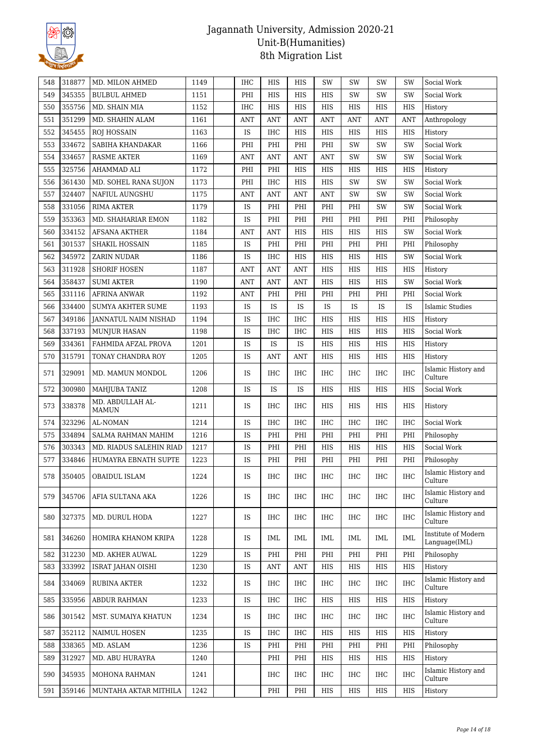# Jagannath University, Admission 2020-21
## Unit-B(Humanities)
## 8th Migration List

| | | | | | | | | | | | | |
|---|---|---|---|---|---|---|---|---|---|---|---|---|
| 548 | 318877 | MD. MILON AHMED | 1149 | | IHC | HIS | HIS | SW | SW | SW | SW | Social Work |
| 549 | 345355 | BULBUL AHMED | 1151 | | PHI | HIS | HIS | HIS | SW | SW | SW | Social Work |
| 550 | 355756 | MD. SHAIN MIA | 1152 | | IHC | HIS | HIS | HIS | HIS | HIS | HIS | History |
| 551 | 351299 | MD. SHAHIN ALAM | 1161 | | ANT | ANT | ANT | ANT | ANT | ANT | ANT | Anthropology |
| 552 | 345455 | ROJ HOSSAIN | 1163 | | IS | IHC | HIS | HIS | HIS | HIS | HIS | History |
| 553 | 334672 | SABIHA KHANDAKAR | 1166 | | PHI | PHI | PHI | PHI | SW | SW | SW | Social Work |
| 554 | 334657 | RASME AKTER | 1169 | | ANT | ANT | ANT | ANT | SW | SW | SW | Social Work |
| 555 | 325756 | AHAMMAD ALI | 1172 | | PHI | PHI | HIS | HIS | HIS | HIS | HIS | History |
| 556 | 361430 | MD. SOHEL RANA SUJON | 1173 | | PHI | IHC | HIS | HIS | SW | SW | SW | Social Work |
| 557 | 324407 | NAFIUL AUNGSHU | 1175 | | ANT | ANT | ANT | ANT | SW | SW | SW | Social Work |
| 558 | 331056 | RIMA AKTER | 1179 | | IS | PHI | PHI | PHI | PHI | SW | SW | Social Work |
| 559 | 353363 | MD. SHAHARIAR EMON | 1182 | | IS | PHI | PHI | PHI | PHI | PHI | PHI | Philosophy |
| 560 | 334152 | AFSANA AKTHER | 1184 | | ANT | ANT | HIS | HIS | HIS | HIS | SW | Social Work |
| 561 | 301537 | SHAKIL HOSSAIN | 1185 | | IS | PHI | PHI | PHI | PHI | PHI | PHI | Philosophy |
| 562 | 345972 | ZARIN NUDAR | 1186 | | IS | IHC | HIS | HIS | HIS | HIS | SW | Social Work |
| 563 | 311928 | SHORIF HOSEN | 1187 | | ANT | ANT | ANT | HIS | HIS | HIS | HIS | History |
| 564 | 358437 | SUMI AKTER | 1190 | | ANT | ANT | ANT | HIS | HIS | HIS | SW | Social Work |
| 565 | 331116 | AFRINA ANWAR | 1192 | | ANT | PHI | PHI | PHI | PHI | PHI | PHI | Social Work |
| 566 | 334400 | SUMYA AKHTER SUME | 1193 | | IS | IS | IS | IS | IS | IS | IS | Islamic Studies |
| 567 | 349186 | JANNATUL NAIM NISHAD | 1194 | | IS | IHC | IHC | HIS | HIS | HIS | HIS | History |
| 568 | 337193 | MUNJUR HASAN | 1198 | | IS | IHC | IHC | HIS | HIS | HIS | HIS | Social Work |
| 569 | 334361 | FAHMIDA AFZAL PROVA | 1201 | | IS | IS | IS | HIS | HIS | HIS | HIS | History |
| 570 | 315791 | TONAY CHANDRA ROY | 1205 | | IS | ANT | ANT | HIS | HIS | HIS | HIS | History |
| 571 | 329091 | MD. MAMUN MONDOL | 1206 | | IS | IHC | IHC | IHC | IHC | IHC | IHC | Islamic History and Culture |
| 572 | 300980 | MAHJUBA TANIZ | 1208 | | IS | IS | IS | HIS | HIS | HIS | HIS | Social Work |
| 573 | 338378 | MD. ABDULLAH AL-MAMUN | 1211 | | IS | IHC | IHC | HIS | HIS | HIS | HIS | History |
| 574 | 323296 | AL-NOMAN | 1214 | | IS | IHC | IHC | IHC | IHC | IHC | IHC | Social Work |
| 575 | 334894 | SALMA RAHMAN MAHIM | 1216 | | IS | PHI | PHI | PHI | PHI | PHI | PHI | Philosophy |
| 576 | 303343 | MD. RIADUS SALEHIN RIAD | 1217 | | IS | PHI | PHI | HIS | HIS | HIS | HIS | Social Work |
| 577 | 334846 | HUMAYRA EBNATH SUPTE | 1223 | | IS | PHI | PHI | PHI | PHI | PHI | PHI | Philosophy |
| 578 | 350405 | OBAIDUL ISLAM | 1224 | | IS | IHC | IHC | IHC | IHC | IHC | IHC | Islamic History and Culture |
| 579 | 345706 | AFIA SULTANA AKA | 1226 | | IS | IHC | IHC | IHC | IHC | IHC | IHC | Islamic History and Culture |
| 580 | 327375 | MD. DURUL HODA | 1227 | | IS | IHC | IHC | IHC | IHC | IHC | IHC | Islamic History and Culture |
| 581 | 346260 | HOMIRA KHANOM KRIPA | 1228 | | IS | IML | IML | IML | IML | IML | IML | Institute of Modern Language(IML) |
| 582 | 312230 | MD. AKHER AUWAL | 1229 | | IS | PHI | PHI | PHI | PHI | PHI | PHI | Philosophy |
| 583 | 333992 | ISRAT JAHAN OISHI | 1230 | | IS | ANT | ANT | HIS | HIS | HIS | HIS | History |
| 584 | 334069 | RUBINA AKTER | 1232 | | IS | IHC | IHC | IHC | IHC | IHC | IHC | Islamic History and Culture |
| 585 | 335956 | ABDUR RAHMAN | 1233 | | IS | IHC | IHC | HIS | HIS | HIS | HIS | History |
| 586 | 301542 | MST. SUMAIYA KHATUN | 1234 | | IS | IHC | IHC | IHC | IHC | IHC | IHC | Islamic History and Culture |
| 587 | 352112 | NAIMUL HOSEN | 1235 | | IS | IHC | IHC | HIS | HIS | HIS | HIS | History |
| 588 | 338365 | MD. ASLAM | 1236 | | IS | PHI | PHI | PHI | PHI | PHI | PHI | Philosophy |
| 589 | 312927 | MD. ABU HURAYRA | 1240 | | | PHI | PHI | HIS | HIS | HIS | HIS | History |
| 590 | 345935 | MOHONA RAHMAN | 1241 | | | IHC | IHC | IHC | IHC | IHC | IHC | Islamic History and Culture |
| 591 | 359146 | MUNTAHA AKTAR MITHILA | 1242 | | | PHI | PHI | HIS | HIS | HIS | HIS | History |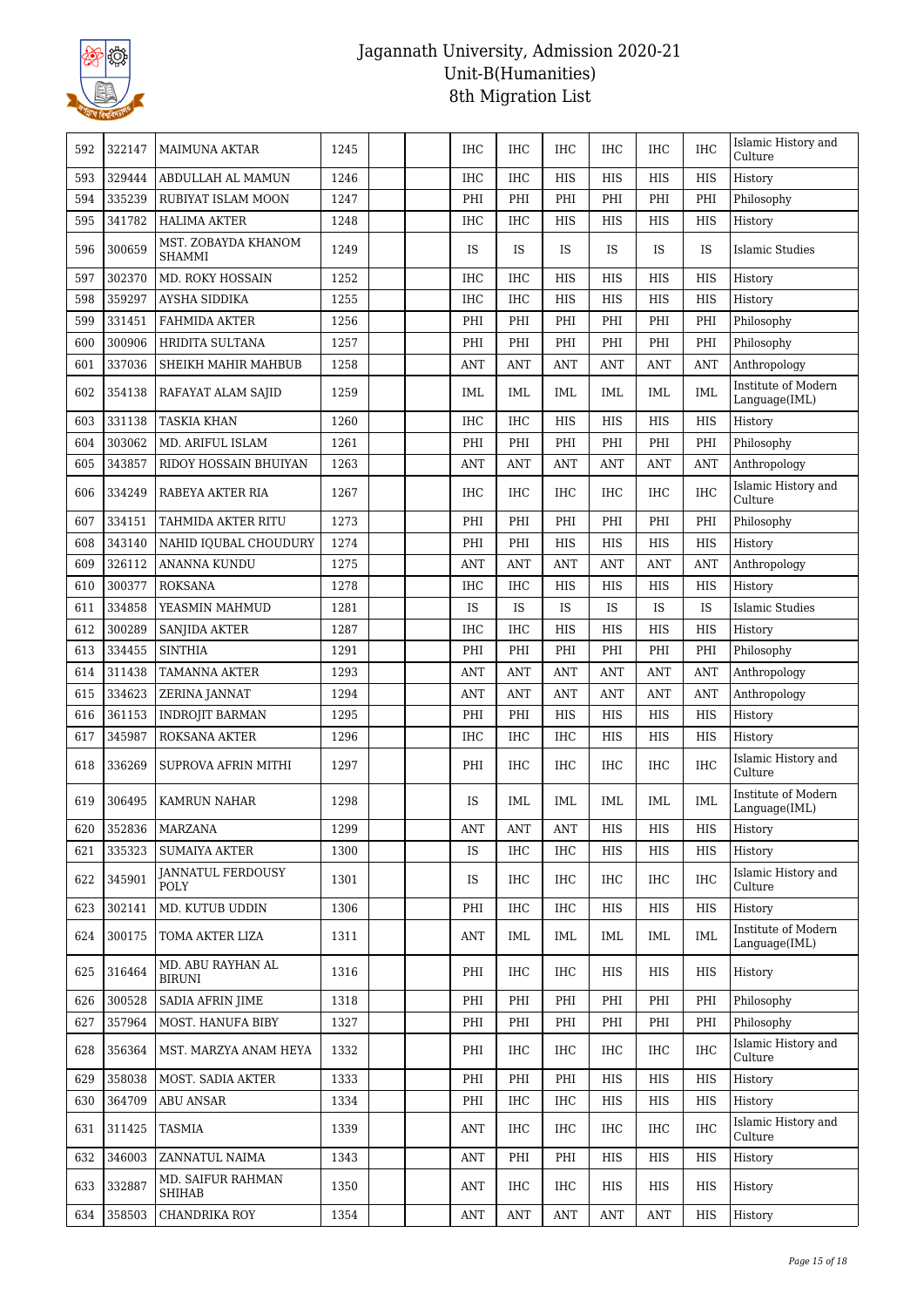# Jagannath University, Admission 2020-21
## Unit-B(Humanities)
## 8th Migration List

| | | | | | | | | | | | | |
|---|---|---|---|---|---|---|---|---|---|---|---|---|
| 592 | 322147 | MAIMUNA AKTAR | 1245 | | | IHC | IHC | IHC | IHC | IHC | IHC | Islamic History and Culture |
| 593 | 329444 | ABDULLAH AL MAMUN | 1246 | | | IHC | IHC | HIS | HIS | HIS | HIS | History |
| 594 | 335239 | RUBIYAT ISLAM MOON | 1247 | | | PHI | PHI | PHI | PHI | PHI | PHI | Philosophy |
| 595 | 341782 | HALIMA AKTER | 1248 | | | IHC | IHC | HIS | HIS | HIS | HIS | History |
| 596 | 300659 | MST. ZOBAYDA KHANOM SHAMMI | 1249 | | | IS | IS | IS | IS | IS | IS | Islamic Studies |
| 597 | 302370 | MD. ROKY HOSSAIN | 1252 | | | IHC | IHC | HIS | HIS | HIS | HIS | History |
| 598 | 359297 | AYSHA SIDDIKA | 1255 | | | IHC | IHC | HIS | HIS | HIS | HIS | History |
| 599 | 331451 | FAHMIDA AKTER | 1256 | | | PHI | PHI | PHI | PHI | PHI | PHI | Philosophy |
| 600 | 300906 | HRIDITA SULTANA | 1257 | | | PHI | PHI | PHI | PHI | PHI | PHI | Philosophy |
| 601 | 337036 | SHEIKH MAHIR MAHBUB | 1258 | | | ANT | ANT | ANT | ANT | ANT | ANT | Anthropology |
| 602 | 354138 | RAFAYAT ALAM SAJID | 1259 | | | IML | IML | IML | IML | IML | IML | Institute of Modern Language(IML) |
| 603 | 331138 | TASKIA KHAN | 1260 | | | IHC | IHC | HIS | HIS | HIS | HIS | History |
| 604 | 303062 | MD. ARIFUL ISLAM | 1261 | | | PHI | PHI | PHI | PHI | PHI | PHI | Philosophy |
| 605 | 343857 | RIDOY HOSSAIN BHUIYAN | 1263 | | | ANT | ANT | ANT | ANT | ANT | ANT | Anthropology |
| 606 | 334249 | RABEYA AKTER RIA | 1267 | | | IHC | IHC | IHC | IHC | IHC | IHC | Islamic History and Culture |
| 607 | 334151 | TAHMIDA AKTER RITU | 1273 | | | PHI | PHI | PHI | PHI | PHI | PHI | Philosophy |
| 608 | 343140 | NAHID IQUBAL CHOUDURY | 1274 | | | PHI | PHI | HIS | HIS | HIS | HIS | History |
| 609 | 326112 | ANANNA KUNDU | 1275 | | | ANT | ANT | ANT | ANT | ANT | ANT | Anthropology |
| 610 | 300377 | ROKSANA | 1278 | | | IHC | IHC | HIS | HIS | HIS | HIS | History |
| 611 | 334858 | YEASMIN MAHMUD | 1281 | | | IS | IS | IS | IS | IS | IS | Islamic Studies |
| 612 | 300289 | SANJIDA AKTER | 1287 | | | IHC | IHC | HIS | HIS | HIS | HIS | History |
| 613 | 334455 | SINTHIA | 1291 | | | PHI | PHI | PHI | PHI | PHI | PHI | Philosophy |
| 614 | 311438 | TAMANNA AKTER | 1293 | | | ANT | ANT | ANT | ANT | ANT | ANT | Anthropology |
| 615 | 334623 | ZERINA JANNAT | 1294 | | | ANT | ANT | ANT | ANT | ANT | ANT | Anthropology |
| 616 | 361153 | INDROJIT BARMAN | 1295 | | | PHI | PHI | HIS | HIS | HIS | HIS | History |
| 617 | 345987 | ROKSANA AKTER | 1296 | | | IHC | IHC | IHC | HIS | HIS | HIS | History |
| 618 | 336269 | SUPROVA AFRIN MITHI | 1297 | | | PHI | IHC | IHC | IHC | IHC | IHC | Islamic History and Culture |
| 619 | 306495 | KAMRUN NAHAR | 1298 | | | IS | IML | IML | IML | IML | IML | Institute of Modern Language(IML) |
| 620 | 352836 | MARZANA | 1299 | | | ANT | ANT | ANT | HIS | HIS | HIS | History |
| 621 | 335323 | SUMAIYA AKTER | 1300 | | | IS | IHC | IHC | HIS | HIS | HIS | History |
| 622 | 345901 | JANNATUL FERDOUSY POLY | 1301 | | | IS | IHC | IHC | IHC | IHC | IHC | Islamic History and Culture |
| 623 | 302141 | MD. KUTUB UDDIN | 1306 | | | PHI | IHC | IHC | HIS | HIS | HIS | History |
| 624 | 300175 | TOMA AKTER LIZA | 1311 | | | ANT | IML | IML | IML | IML | IML | Institute of Modern Language(IML) |
| 625 | 316464 | MD. ABU RAYHAN AL BIRUNI | 1316 | | | PHI | IHC | IHC | HIS | HIS | HIS | History |
| 626 | 300528 | SADIA AFRIN JIME | 1318 | | | PHI | PHI | PHI | PHI | PHI | PHI | Philosophy |
| 627 | 357964 | MOST. HANUFA BIBY | 1327 | | | PHI | PHI | PHI | PHI | PHI | PHI | Philosophy |
| 628 | 356364 | MST. MARZYA ANAM HEYA | 1332 | | | PHI | IHC | IHC | IHC | IHC | IHC | Islamic History and Culture |
| 629 | 358038 | MOST. SADIA AKTER | 1333 | | | PHI | PHI | PHI | HIS | HIS | HIS | History |
| 630 | 364709 | ABU ANSAR | 1334 | | | PHI | IHC | IHC | HIS | HIS | HIS | History |
| 631 | 311425 | TASMIA | 1339 | | | ANT | IHC | IHC | IHC | IHC | IHC | Islamic History and Culture |
| 632 | 346003 | ZANNATUL NAIMA | 1343 | | | ANT | PHI | PHI | HIS | HIS | HIS | History |
| 633 | 332887 | MD. SAIFUR RAHMAN SHIHAB | 1350 | | | ANT | IHC | IHC | HIS | HIS | HIS | History |
| 634 | 358503 | CHANDRIKA ROY | 1354 | | | ANT | ANT | ANT | ANT | ANT | HIS | History |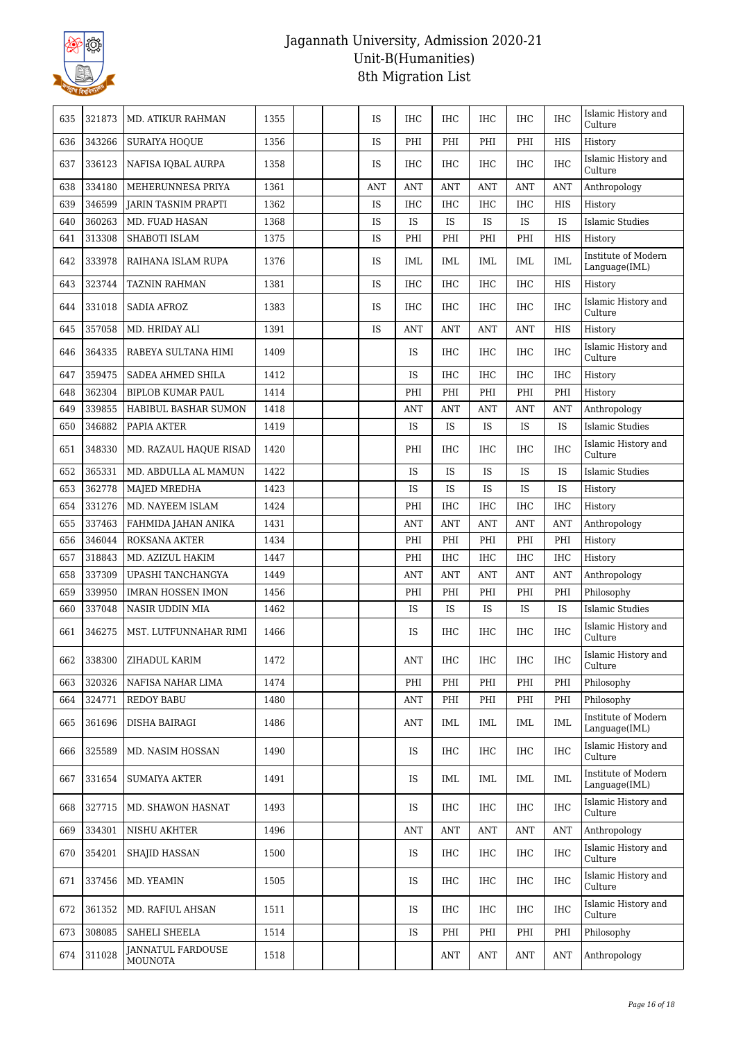| | | | | | | | | | | | | |
|---|---|---|---|---|---|---|---|---|---|---|---|---|
| 635 | 321873 | MD. ATIKUR RAHMAN | 1355 | | | IS | IHC | IHC | IHC | IHC | IHC | Islamic History and Culture |
| 636 | 343266 | SURAIYA HOQUE | 1356 | | | IS | PHI | PHI | PHI | PHI | HIS | History |
| 637 | 336123 | NAFISA IQBAL AURPA | 1358 | | | IS | IHC | IHC | IHC | IHC | IHC | Islamic History and Culture |
| 638 | 334180 | MEHERUNNESA PRIYA | 1361 | | | ANT | ANT | ANT | ANT | ANT | ANT | Anthropology |
| 639 | 346599 | JARIN TASNIM PRAPTI | 1362 | | | IS | IHC | IHC | IHC | IHC | HIS | History |
| 640 | 360263 | MD. FUAD HASAN | 1368 | | | IS | IS | IS | IS | IS | IS | Islamic Studies |
| 641 | 313308 | SHABOTI ISLAM | 1375 | | | IS | PHI | PHI | PHI | PHI | HIS | History |
| 642 | 333978 | RAIHANA ISLAM RUPA | 1376 | | | IS | IML | IML | IML | IML | IML | Institute of Modern Language(IML) |
| 643 | 323744 | TAZNIN RAHMAN | 1381 | | | IS | IHC | IHC | IHC | IHC | HIS | History |
| 644 | 331018 | SADIA AFROZ | 1383 | | | IS | IHC | IHC | IHC | IHC | IHC | Islamic History and Culture |
| 645 | 357058 | MD. HRIDAY ALI | 1391 | | | IS | ANT | ANT | ANT | ANT | HIS | History |
| 646 | 364335 | RABEYA SULTANA HIMI | 1409 | | | | IS | IHC | IHC | IHC | IHC | Islamic History and Culture |
| 647 | 359475 | SADEA AHMED SHILA | 1412 | | | | IS | IHC | IHC | IHC | IHC | History |
| 648 | 362304 | BIPLOB KUMAR PAUL | 1414 | | | | PHI | PHI | PHI | PHI | PHI | History |
| 649 | 339855 | HABIBUL BASHAR SUMON | 1418 | | | | ANT | ANT | ANT | ANT | ANT | Anthropology |
| 650 | 346882 | PAPIA AKTER | 1419 | | | | IS | IS | IS | IS | IS | Islamic Studies |
| 651 | 348330 | MD. RAZAUL HAQUE RISAD | 1420 | | | | PHI | IHC | IHC | IHC | IHC | Islamic History and Culture |
| 652 | 365331 | MD. ABDULLA AL MAMUN | 1422 | | | | IS | IS | IS | IS | IS | Islamic Studies |
| 653 | 362778 | MAJED MREDHA | 1423 | | | | IS | IS | IS | IS | IS | History |
| 654 | 331276 | MD. NAYEEM ISLAM | 1424 | | | | PHI | IHC | IHC | IHC | IHC | History |
| 655 | 337463 | FAHMIDA JAHAN ANIKA | 1431 | | | | ANT | ANT | ANT | ANT | ANT | Anthropology |
| 656 | 346044 | ROKSANA AKTER | 1434 | | | | PHI | PHI | PHI | PHI | PHI | History |
| 657 | 318843 | MD. AZIZUL HAKIM | 1447 | | | | PHI | IHC | IHC | IHC | IHC | History |
| 658 | 337309 | UPASHI TANCHANGYA | 1449 | | | | ANT | ANT | ANT | ANT | ANT | Anthropology |
| 659 | 339950 | IMRAN HOSSEN IMON | 1456 | | | | PHI | PHI | PHI | PHI | PHI | Philosophy |
| 660 | 337048 | NASIR UDDIN MIA | 1462 | | | | IS | IS | IS | IS | IS | Islamic Studies |
| 661 | 346275 | MST. LUTFUNNAHAR RIMI | 1466 | | | | IS | IHC | IHC | IHC | IHC | Islamic History and Culture |
| 662 | 338300 | ZIHADUL KARIM | 1472 | | | | ANT | IHC | IHC | IHC | IHC | Islamic History and Culture |
| 663 | 320326 | NAFISA NAHAR LIMA | 1474 | | | | PHI | PHI | PHI | PHI | PHI | Philosophy |
| 664 | 324771 | REDOY BABU | 1480 | | | | ANT | PHI | PHI | PHI | PHI | Philosophy |
| 665 | 361696 | DISHA BAIRAGI | 1486 | | | | ANT | IML | IML | IML | IML | Institute of Modern Language(IML) |
| 666 | 325589 | MD. NASIM HOSSAN | 1490 | | | | IS | IHC | IHC | IHC | IHC | Islamic History and Culture |
| 667 | 331654 | SUMAIYA AKTER | 1491 | | | | IS | IML | IML | IML | IML | Institute of Modern Language(IML) |
| 668 | 327715 | MD. SHAWON HASNAT | 1493 | | | | IS | IHC | IHC | IHC | IHC | Islamic History and Culture |
| 669 | 334301 | NISHU AKHTER | 1496 | | | | ANT | ANT | ANT | ANT | ANT | Anthropology |
| 670 | 354201 | SHAJID HASSAN | 1500 | | | | IS | IHC | IHC | IHC | IHC | Islamic History and Culture |
| 671 | 337456 | MD. YEAMIN | 1505 | | | | IS | IHC | IHC | IHC | IHC | Islamic History and Culture |
| 672 | 361352 | MD. RAFIUL AHSAN | 1511 | | | | IS | IHC | IHC | IHC | IHC | Islamic History and Culture |
| 673 | 308085 | SAHELI SHEELA | 1514 | | | | IS | PHI | PHI | PHI | PHI | Philosophy |
| 674 | 311028 | JANNATUL FARDOUSE MOUNOTA | 1518 | | | | | ANT | ANT | ANT | ANT | Anthropology |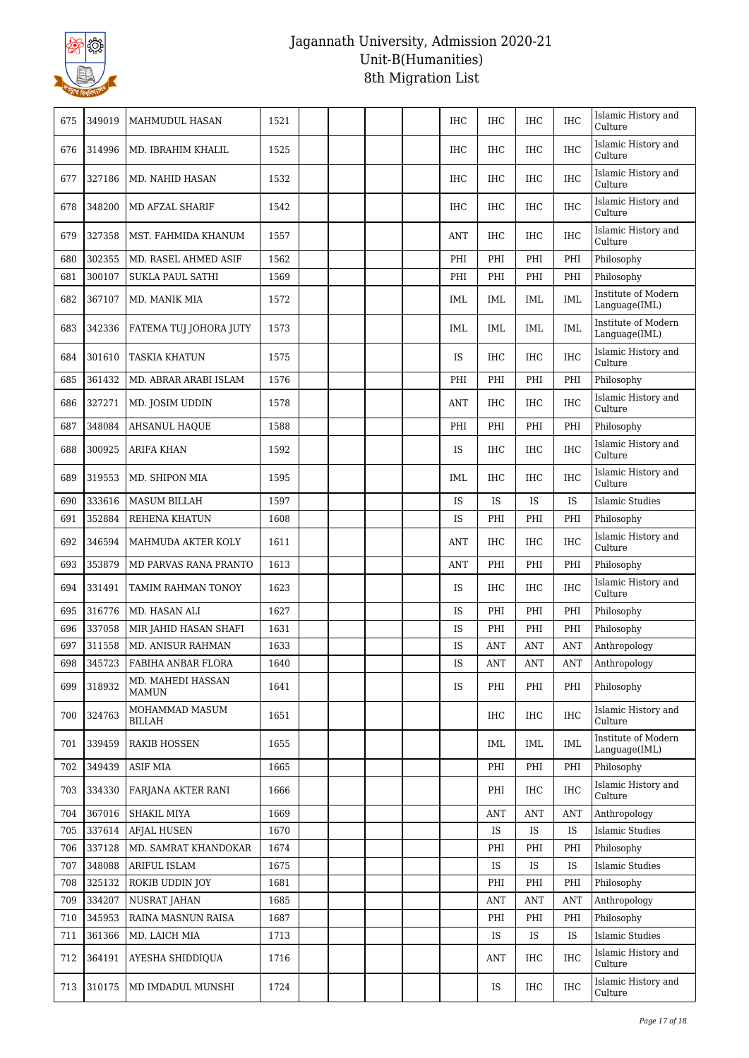# Jagannath University, Admission 2020-21
## Unit-B(Humanities)
## 8th Migration List

| | | | | | | | | | | | | |
|---|---|---|---|---|---|---|---|---|---|---|---|---|
| 675 | 349019 | MAHMUDUL HASAN | 1521 | | | | | IHC | IHC | IHC | IHC | Islamic History and Culture |
| 676 | 314996 | MD. IBRAHIM KHALIL | 1525 | | | | | IHC | IHC | IHC | IHC | Islamic History and Culture |
| 677 | 327186 | MD. NAHID HASAN | 1532 | | | | | IHC | IHC | IHC | IHC | Islamic History and Culture |
| 678 | 348200 | MD AFZAL SHARIF | 1542 | | | | | IHC | IHC | IHC | IHC | Islamic History and Culture |
| 679 | 327358 | MST. FAHMIDA KHANUM | 1557 | | | | | ANT | IHC | IHC | IHC | Islamic History and Culture |
| 680 | 302355 | MD. RASEL AHMED ASIF | 1562 | | | | | PHI | PHI | PHI | PHI | Philosophy |
| 681 | 300107 | SUKLA PAUL SATHI | 1569 | | | | | PHI | PHI | PHI | PHI | Philosophy |
| 682 | 367107 | MD. MANIK MIA | 1572 | | | | | IML | IML | IML | IML | Institute of Modern Language(IML) |
| 683 | 342336 | FATEMA TUJ JOHORA JUTY | 1573 | | | | | IML | IML | IML | IML | Institute of Modern Language(IML) |
| 684 | 301610 | TASKIA KHATUN | 1575 | | | | | IS | IHC | IHC | IHC | Islamic History and Culture |
| 685 | 361432 | MD. ABRAR ARABI ISLAM | 1576 | | | | | PHI | PHI | PHI | PHI | Philosophy |
| 686 | 327271 | MD. JOSIM UDDIN | 1578 | | | | | ANT | IHC | IHC | IHC | Islamic History and Culture |
| 687 | 348084 | AHSANUL HAQUE | 1588 | | | | | PHI | PHI | PHI | PHI | Philosophy |
| 688 | 300925 | ARIFA KHAN | 1592 | | | | | IS | IHC | IHC | IHC | Islamic History and Culture |
| 689 | 319553 | MD. SHIPON MIA | 1595 | | | | | IML | IHC | IHC | IHC | Islamic History and Culture |
| 690 | 333616 | MASUM BILLAH | 1597 | | | | | IS | IS | IS | IS | Islamic Studies |
| 691 | 352884 | REHENA KHATUN | 1608 | | | | | IS | PHI | PHI | PHI | Philosophy |
| 692 | 346594 | MAHMUDA AKTER KOLY | 1611 | | | | | ANT | IHC | IHC | IHC | Islamic History and Culture |
| 693 | 353879 | MD PARVAS RANA PRANTO | 1613 | | | | | ANT | PHI | PHI | PHI | Philosophy |
| 694 | 331491 | TAMIM RAHMAN TONOY | 1623 | | | | | IS | IHC | IHC | IHC | Islamic History and Culture |
| 695 | 316776 | MD. HASAN ALI | 1627 | | | | | IS | PHI | PHI | PHI | Philosophy |
| 696 | 337058 | MIR JAHID HASAN SHAFI | 1631 | | | | | IS | PHI | PHI | PHI | Philosophy |
| 697 | 311558 | MD. ANISUR RAHMAN | 1633 | | | | | IS | ANT | ANT | ANT | Anthropology |
| 698 | 345723 | FABIHA ANBAR FLORA | 1640 | | | | | IS | ANT | ANT | ANT | Anthropology |
| 699 | 318932 | MD. MAHEDI HASSAN MAMUN | 1641 | | | | | IS | PHI | PHI | PHI | Philosophy |
| 700 | 324763 | MOHAMMAD MASUM BILLAH | 1651 | | | | | | IHC | IHC | IHC | Islamic History and Culture |
| 701 | 339459 | RAKIB HOSSEN | 1655 | | | | | | IML | IML | IML | Institute of Modern Language(IML) |
| 702 | 349439 | ASIF MIA | 1665 | | | | | | PHI | PHI | PHI | Philosophy |
| 703 | 334330 | FARJANA AKTER RANI | 1666 | | | | | | PHI | IHC | IHC | Islamic History and Culture |
| 704 | 367016 | SHAKIL MIYA | 1669 | | | | | | ANT | ANT | ANT | Anthropology |
| 705 | 337614 | AFJAL HUSEN | 1670 | | | | | | IS | IS | IS | Islamic Studies |
| 706 | 337128 | MD. SAMRAT KHANDOKAR | 1674 | | | | | | PHI | PHI | PHI | Philosophy |
| 707 | 348088 | ARIFUL ISLAM | 1675 | | | | | | IS | IS | IS | Islamic Studies |
| 708 | 325132 | ROKIB UDDIN JOY | 1681 | | | | | | PHI | PHI | PHI | Philosophy |
| 709 | 334207 | NUSRAT JAHAN | 1685 | | | | | | ANT | ANT | ANT | Anthropology |
| 710 | 345953 | RAINA MASNUN RAISA | 1687 | | | | | | PHI | PHI | PHI | Philosophy |
| 711 | 361366 | MD. LAICH MIA | 1713 | | | | | | IS | IS | IS | Islamic Studies |
| 712 | 364191 | AYESHA SHIDDIQUA | 1716 | | | | | | ANT | IHC | IHC | Islamic History and Culture |
| 713 | 310175 | MD IMDADUL MUNSHI | 1724 | | | | | | IS | IHC | IHC | Islamic History and Culture |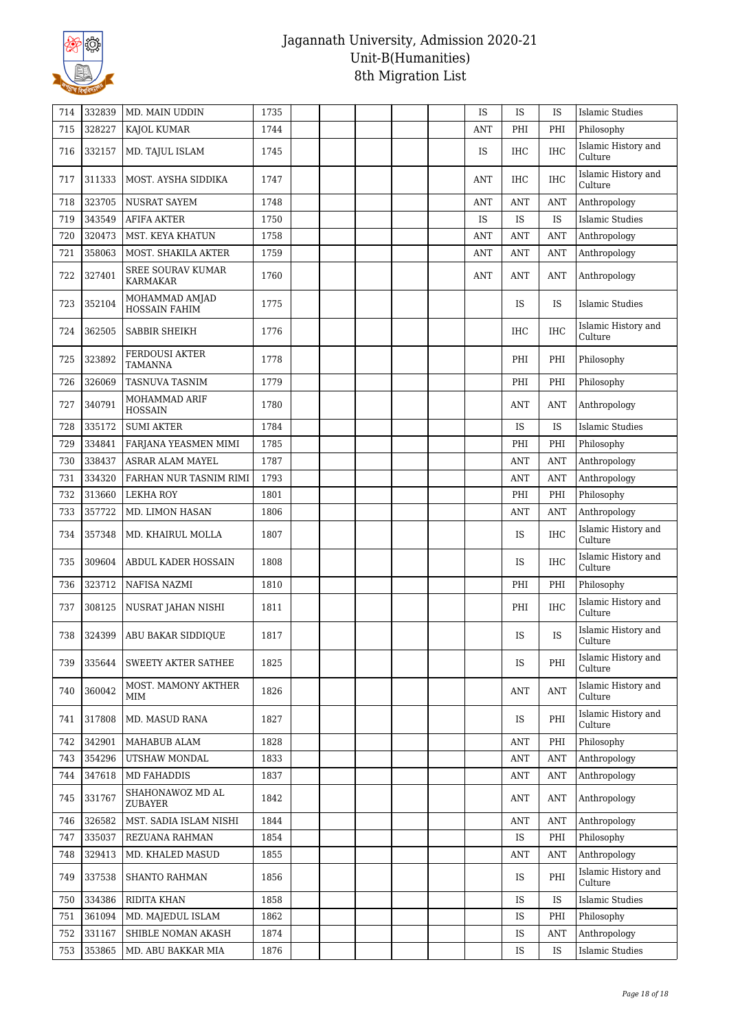# Jagannath University, Admission 2020-21
## Unit-B(Humanities)
## 8th Migration List

| | | | | | | | | | | | | |
|---|---|---|---|---|---|---|---|---|---|---|---|---|
| 714 | 332839 | MD. MAIN UDDIN | 1735 | | | | | | IS | IS | IS | Islamic Studies |
| 715 | 328227 | KAJOL KUMAR | 1744 | | | | | | ANT | PHI | PHI | Philosophy |
| 716 | 332157 | MD. TAJUL ISLAM | 1745 | | | | | | IS | IHC | IHC | Islamic History and Culture |
| 717 | 311333 | MOST. AYSHA SIDDIKA | 1747 | | | | | | ANT | IHC | IHC | Islamic History and Culture |
| 718 | 323705 | NUSRAT SAYEM | 1748 | | | | | | ANT | ANT | ANT | Anthropology |
| 719 | 343549 | AFIFA AKTER | 1750 | | | | | | IS | IS | IS | Islamic Studies |
| 720 | 320473 | MST. KEYA KHATUN | 1758 | | | | | | ANT | ANT | ANT | Anthropology |
| 721 | 358063 | MOST. SHAKILA AKTER | 1759 | | | | | | ANT | ANT | ANT | Anthropology |
| 722 | 327401 | SREE SOURAV KUMAR KARMAKAR | 1760 | | | | | | ANT | ANT | ANT | Anthropology |
| 723 | 352104 | MOHAMMAD AMJAD HOSSAIN FAHIM | 1775 | | | | | | | IS | IS | Islamic Studies |
| 724 | 362505 | SABBIR SHEIKH | 1776 | | | | | | | IHC | IHC | Islamic History and Culture |
| 725 | 323892 | FERDOUSI AKTER TAMANNA | 1778 | | | | | | | PHI | PHI | Philosophy |
| 726 | 326069 | TASNUVA TASNIM | 1779 | | | | | | | PHI | PHI | Philosophy |
| 727 | 340791 | MOHAMMAD ARIF HOSSAIN | 1780 | | | | | | | ANT | ANT | Anthropology |
| 728 | 335172 | SUMI AKTER | 1784 | | | | | | | IS | IS | Islamic Studies |
| 729 | 334841 | FARJANA YEASMEN MIMI | 1785 | | | | | | | PHI | PHI | Philosophy |
| 730 | 338437 | ASRAR ALAM MAYEL | 1787 | | | | | | | ANT | ANT | Anthropology |
| 731 | 334320 | FARHAN NUR TASNIM RIMI | 1793 | | | | | | | ANT | ANT | Anthropology |
| 732 | 313660 | LEKHA ROY | 1801 | | | | | | | PHI | PHI | Philosophy |
| 733 | 357722 | MD. LIMON HASAN | 1806 | | | | | | | ANT | ANT | Anthropology |
| 734 | 357348 | MD. KHAIRUL MOLLA | 1807 | | | | | | | IS | IHC | Islamic History and Culture |
| 735 | 309604 | ABDUL KADER HOSSAIN | 1808 | | | | | | | IS | IHC | Islamic History and Culture |
| 736 | 323712 | NAFISA NAZMI | 1810 | | | | | | | PHI | PHI | Philosophy |
| 737 | 308125 | NUSRAT JAHAN NISHI | 1811 | | | | | | | PHI | IHC | Islamic History and Culture |
| 738 | 324399 | ABU BAKAR SIDDIQUE | 1817 | | | | | | | IS | IS | Islamic History and Culture |
| 739 | 335644 | SWEETY AKTER SATHEE | 1825 | | | | | | | IS | PHI | Islamic History and Culture |
| 740 | 360042 | MOST. MAMONY AKTHER MIM | 1826 | | | | | | | ANT | ANT | Islamic History and Culture |
| 741 | 317808 | MD. MASUD RANA | 1827 | | | | | | | IS | PHI | Islamic History and Culture |
| 742 | 342901 | MAHABUB ALAM | 1828 | | | | | | | ANT | PHI | Philosophy |
| 743 | 354296 | UTSHAW MONDAL | 1833 | | | | | | | ANT | ANT | Anthropology |
| 744 | 347618 | MD FAHADDIS | 1837 | | | | | | | ANT | ANT | Anthropology |
| 745 | 331767 | SHAHONAWOZ MD AL ZUBAYER | 1842 | | | | | | | ANT | ANT | Anthropology |
| 746 | 326582 | MST. SADIA ISLAM NISHI | 1844 | | | | | | | ANT | ANT | Anthropology |
| 747 | 335037 | REZUANA RAHMAN | 1854 | | | | | | | IS | PHI | Philosophy |
| 748 | 329413 | MD. KHALED MASUD | 1855 | | | | | | | ANT | ANT | Anthropology |
| 749 | 337538 | SHANTO RAHMAN | 1856 | | | | | | | IS | PHI | Islamic History and Culture |
| 750 | 334386 | RIDITA KHAN | 1858 | | | | | | | IS | IS | Islamic Studies |
| 751 | 361094 | MD. MAJEDUL ISLAM | 1862 | | | | | | | IS | PHI | Philosophy |
| 752 | 331167 | SHIBLE NOMAN AKASH | 1874 | | | | | | | IS | ANT | Anthropology |
| 753 | 353865 | MD. ABU BAKKAR MIA | 1876 | | | | | | | IS | IS | Islamic Studies |